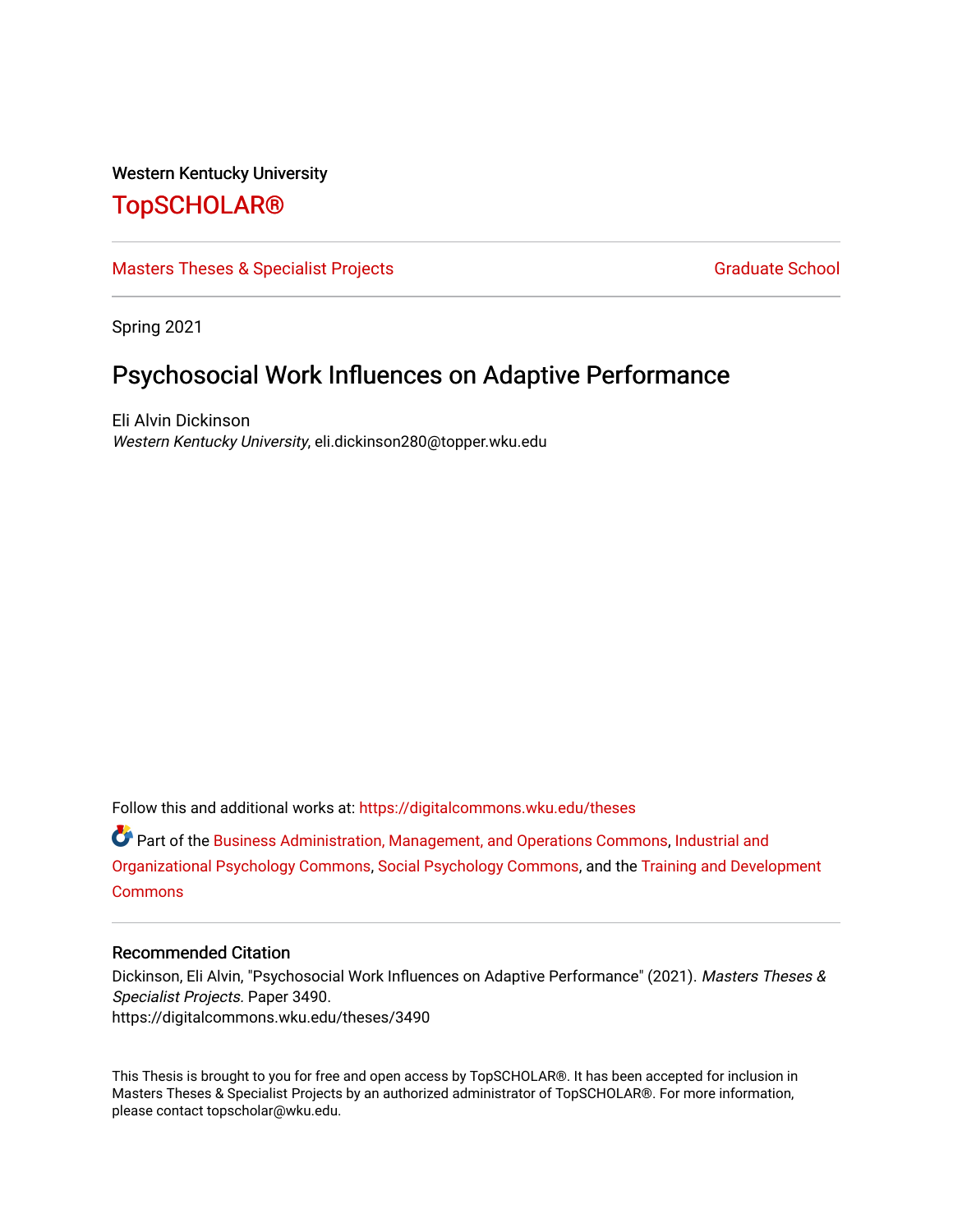Western Kentucky University

# TopSCHOLAR®

Masters Theses & Specialist Projects | Graduate School

Spring 2021

## Psychosocial Work Influences on Adaptive Performance

Eli Alvin Dickinson
*Western Kentucky University*, eli.dickinson280@topper.wku.edu

Follow this and additional works at: https://digitalcommons.wku.edu/theses

Part of the Business Administration, Management, and Operations Commons, Industrial and Organizational Psychology Commons, Social Psychology Commons, and the Training and Development Commons

### Recommended Citation

Dickinson, Eli Alvin, "Psychosocial Work Influences on Adaptive Performance" (2021). *Masters Theses & Specialist Projects.* Paper 3490.
https://digitalcommons.wku.edu/theses/3490

This Thesis is brought to you for free and open access by TopSCHOLAR®. It has been accepted for inclusion in Masters Theses & Specialist Projects by an authorized administrator of TopSCHOLAR®. For more information, please contact topscholar@wku.edu.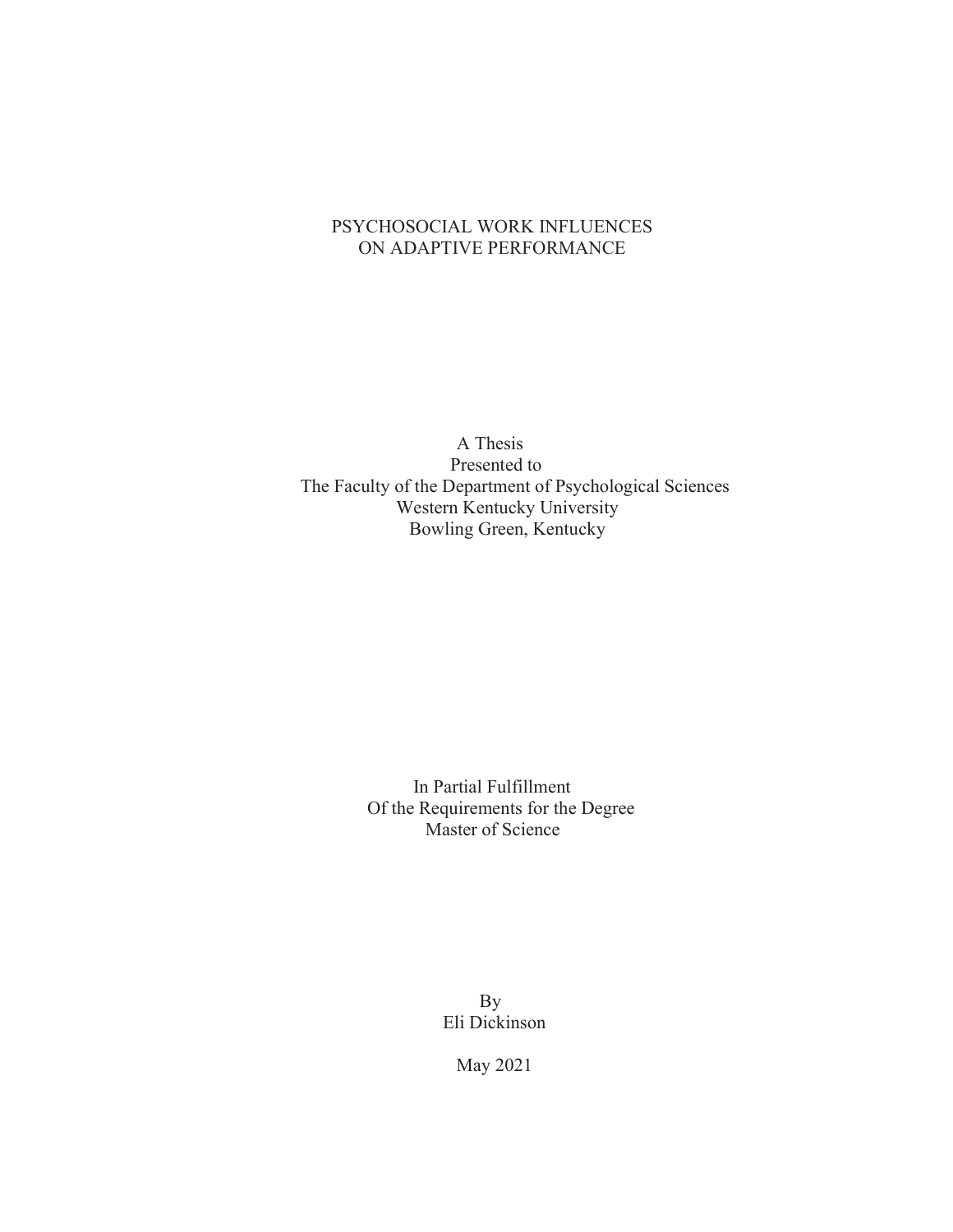# PSYCHOSOCIAL WORK INFLUENCES ON ADAPTIVE PERFORMANCE

A Thesis
Presented to
The Faculty of the Department of Psychological Sciences
Western Kentucky University
Bowling Green, Kentucky

In Partial Fulfillment
Of the Requirements for the Degree
Master of Science

By
Eli Dickinson

May 2021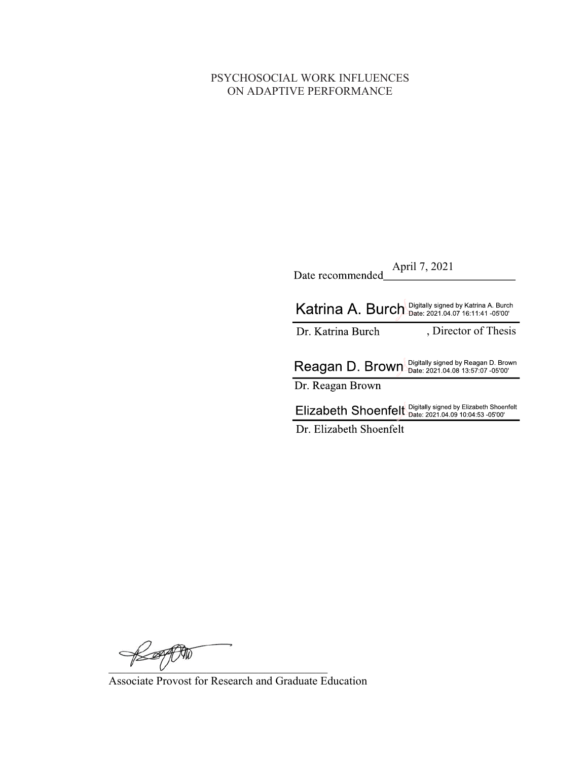PSYCHOSOCIAL WORK INFLUENCES
ON ADAPTIVE PERFORMANCE

Date recommended April 7, 2021

Katrina A. Burch Digitally signed by Katrina A. Burch Date: 2021.04.07 16:11:41 -05'00'

Dr. Katrina Burch, Director of Thesis

Reagan D. Brown Digitally signed by Reagan D. Brown Date: 2021.04.08 13:57:07 -05'00'

Dr. Reagan Brown

Elizabeth Shoenfelt Digitally signed by Elizabeth Shoenfelt Date: 2021.04.09 10:04:53 -05'00'

Dr. Elizabeth Shoenfelt

Associate Provost for Research and Graduate Education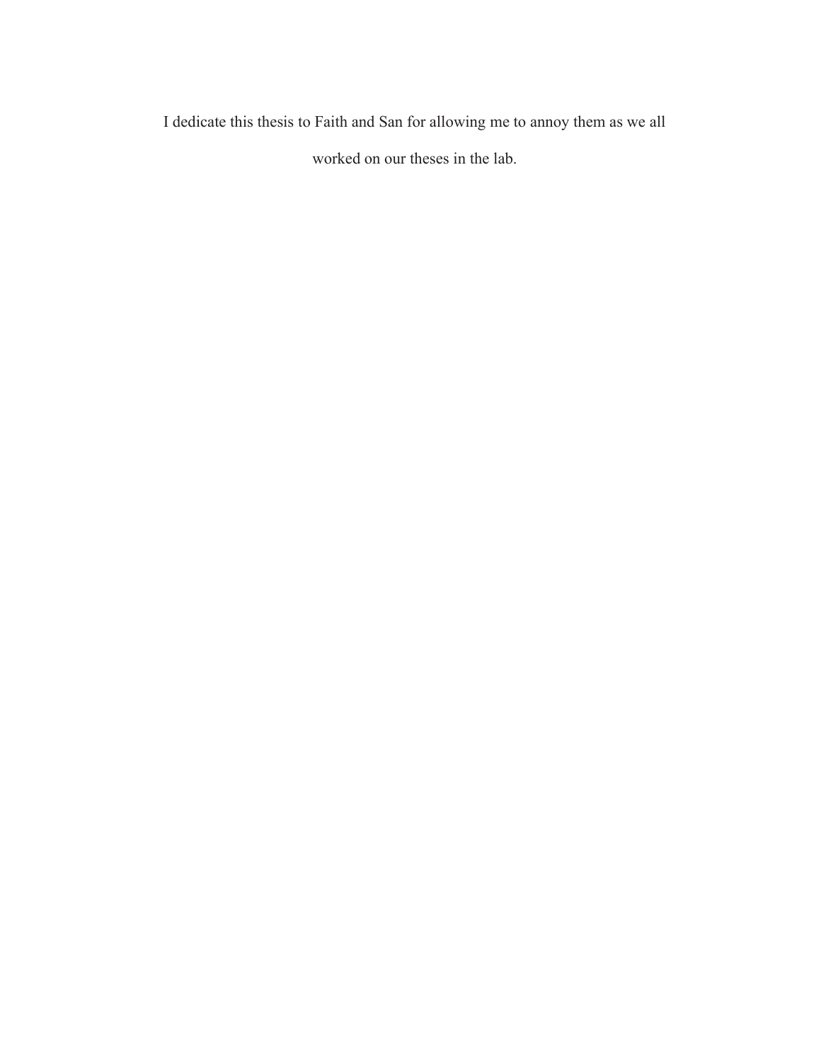I dedicate this thesis to Faith and San for allowing me to annoy them as we all worked on our theses in the lab.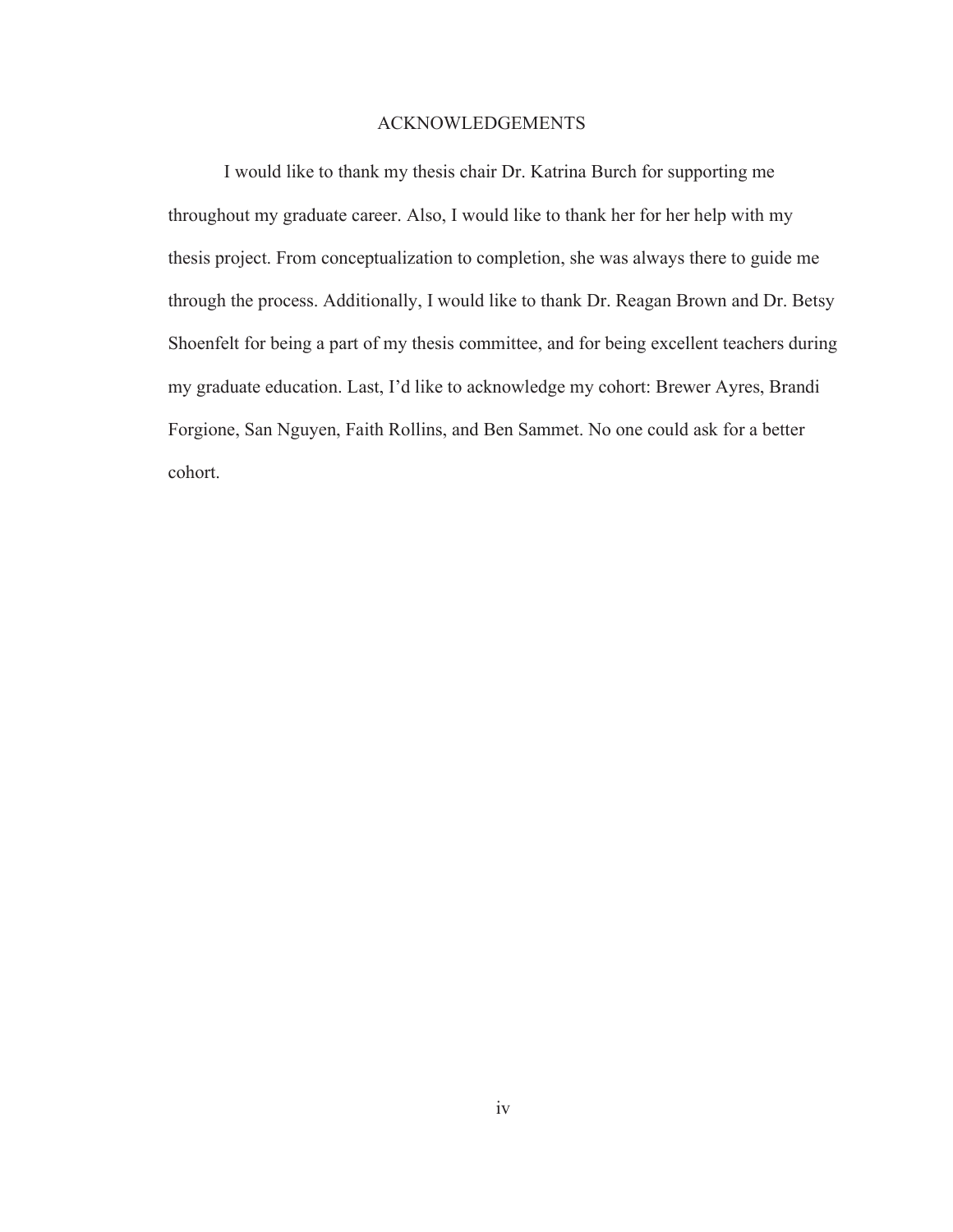# ACKNOWLEDGEMENTS

I would like to thank my thesis chair Dr. Katrina Burch for supporting me throughout my graduate career. Also, I would like to thank her for her help with my thesis project. From conceptualization to completion, she was always there to guide me through the process. Additionally, I would like to thank Dr. Reagan Brown and Dr. Betsy Shoenfelt for being a part of my thesis committee, and for being excellent teachers during my graduate education. Last, I'd like to acknowledge my cohort: Brewer Ayres, Brandi Forgione, San Nguyen, Faith Rollins, and Ben Sammet. No one could ask for a better cohort.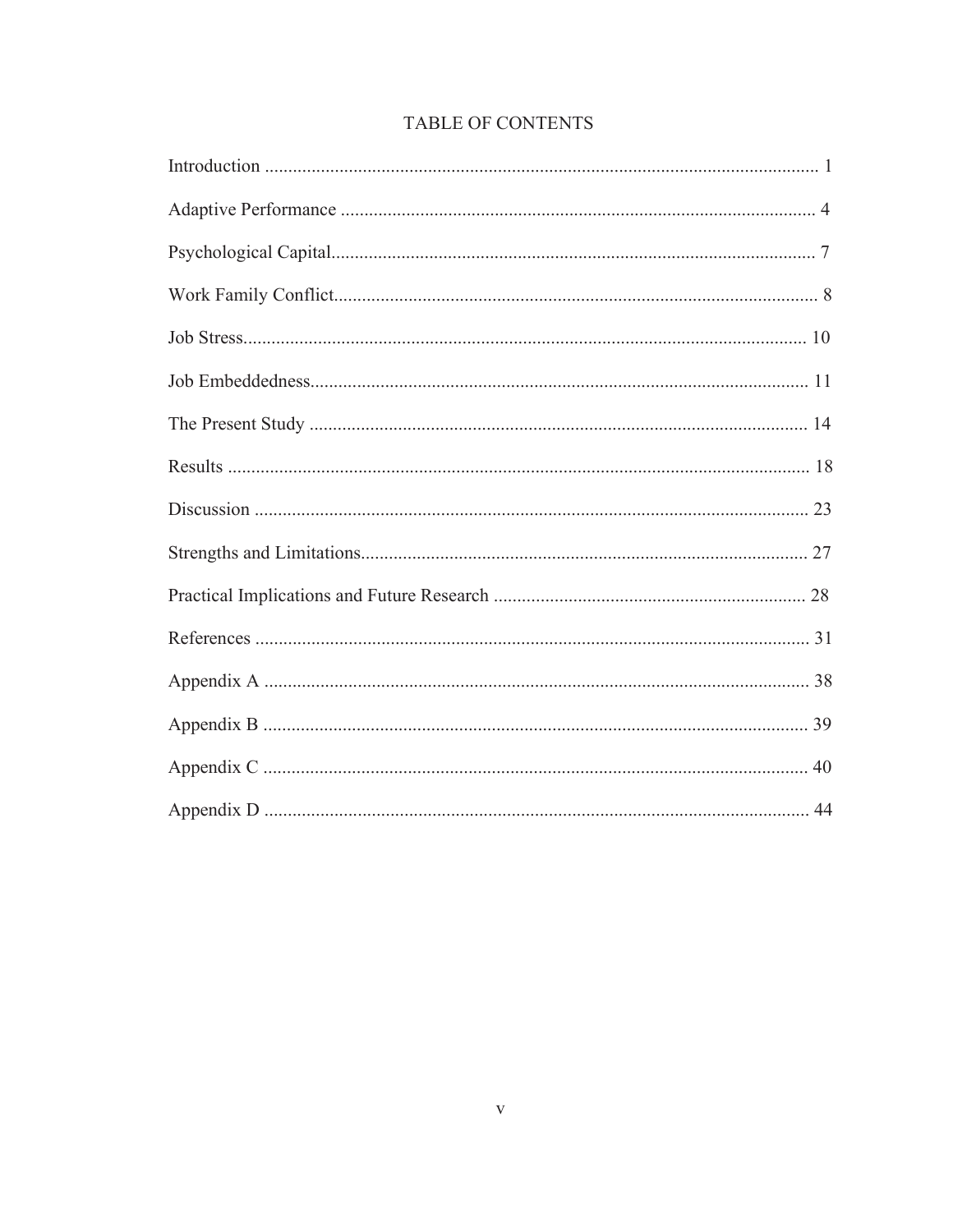# TABLE OF CONTENTS

Introduction ..................................................................................................................... 1

Adaptive Performance ..................................................................................................... 4

Psychological Capital....................................................................................................... 7

Work Family Conflict....................................................................................................... 8

Job Stress......................................................................................................................... 10

Job Embeddedness........................................................................................................... 11

The Present Study ........................................................................................................... 14

Results ............................................................................................................................. 18

Discussion ....................................................................................................................... 23

Strengths and Limitations................................................................................................ 27

Practical Implications and Future Research ................................................................... 28

References ....................................................................................................................... 31

Appendix A ..................................................................................................................... 38

Appendix B ..................................................................................................................... 39

Appendix C ..................................................................................................................... 40

Appendix D ..................................................................................................................... 44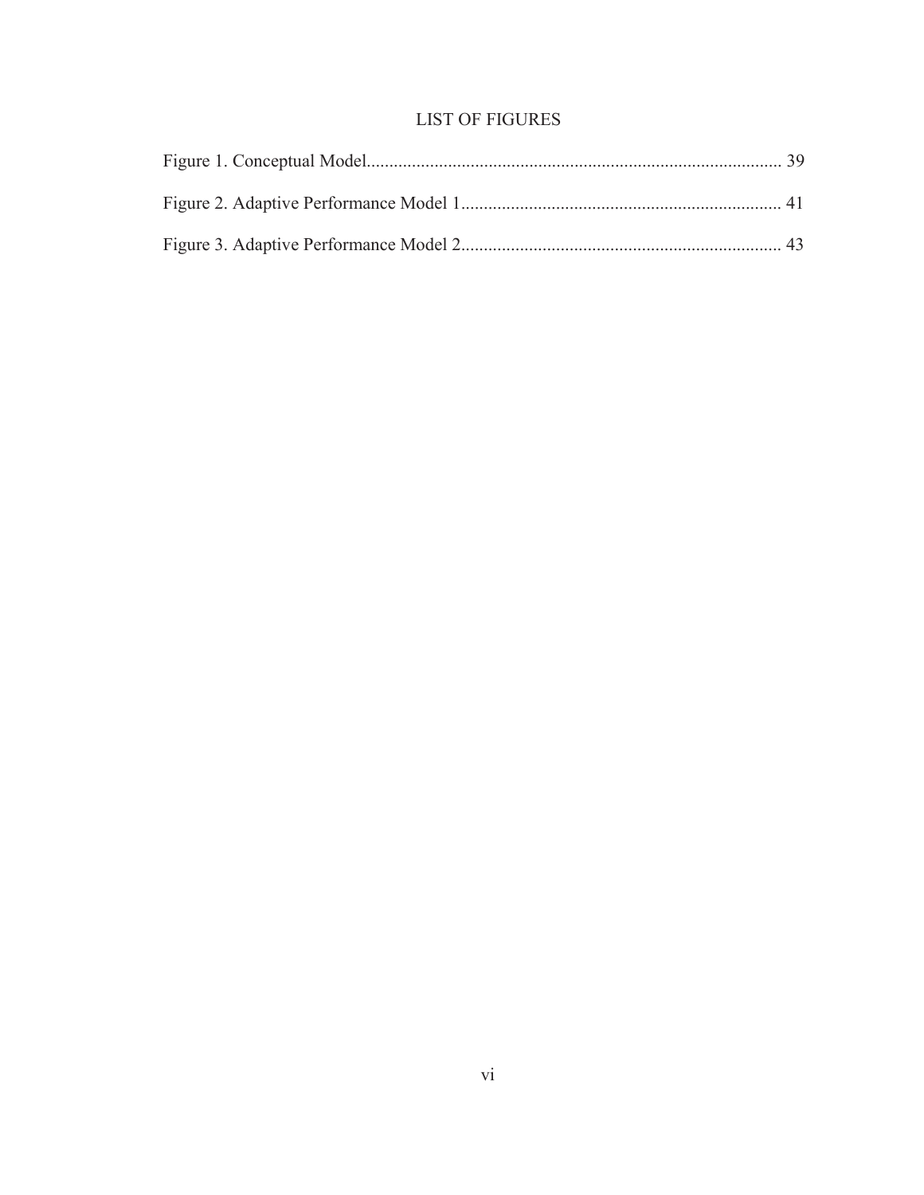# LIST OF FIGURES

Figure 1. Conceptual Model........................................................................................... 39

Figure 2. Adaptive Performance Model 1....................................................................... 41

Figure 3. Adaptive Performance Model 2....................................................................... 43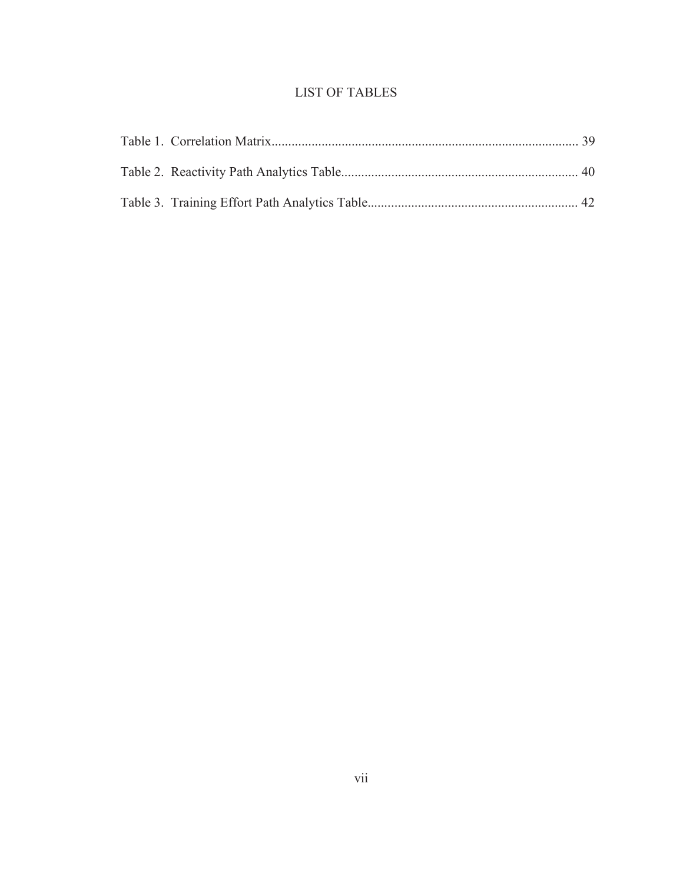# LIST OF TABLES

Table 1. Correlation Matrix .......... 39

Table 2. Reactivity Path Analytics Table .......... 40

Table 3. Training Effort Path Analytics Table .......... 42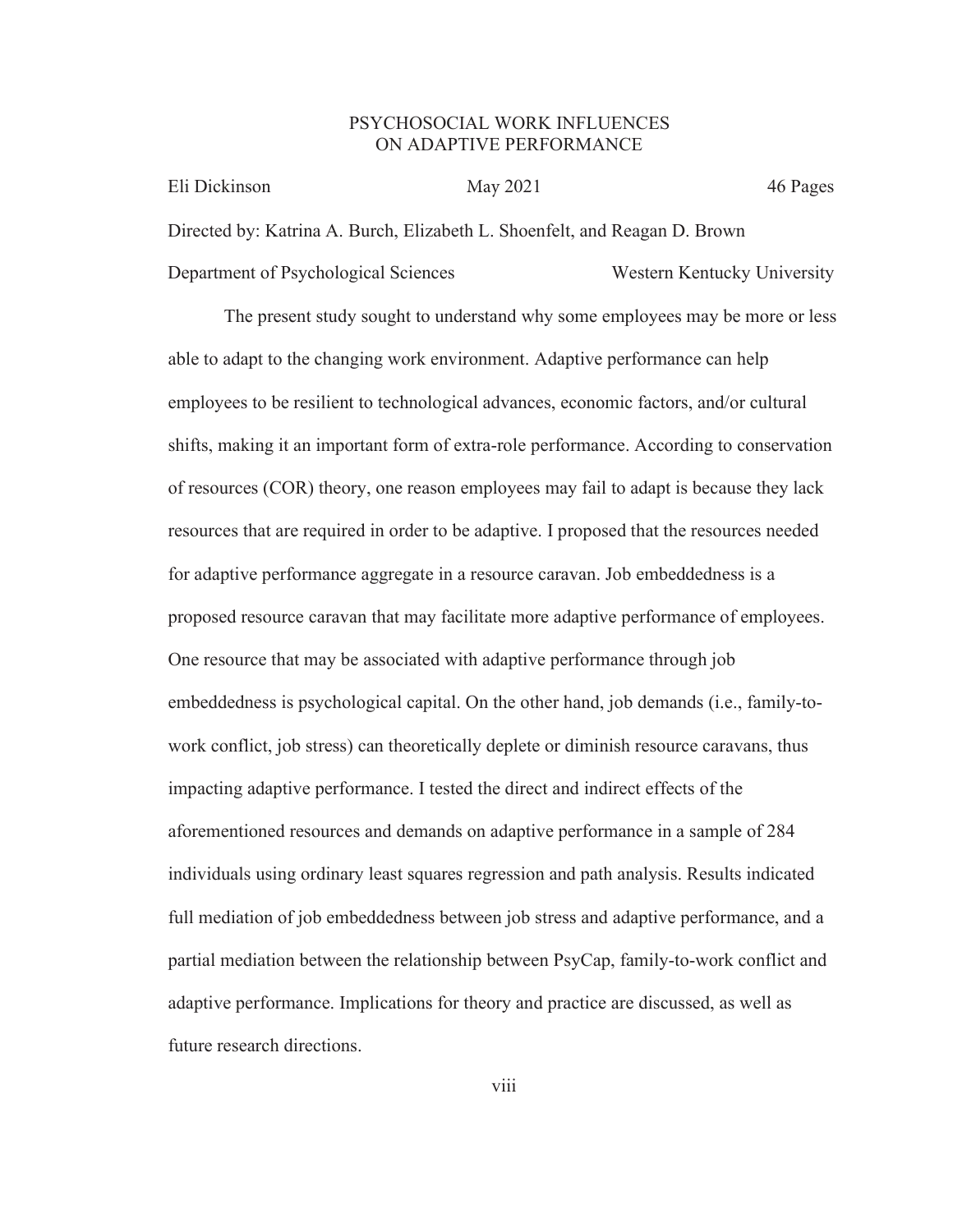# PSYCHOSOCIAL WORK INFLUENCES ON ADAPTIVE PERFORMANCE

Eli Dickinson | May 2021 | 46 Pages

Directed by: Katrina A. Burch, Elizabeth L. Shoenfelt, and Reagan D. Brown

Department of Psychological Sciences | Western Kentucky University

The present study sought to understand why some employees may be more or less able to adapt to the changing work environment. Adaptive performance can help employees to be resilient to technological advances, economic factors, and/or cultural shifts, making it an important form of extra-role performance. According to conservation of resources (COR) theory, one reason employees may fail to adapt is because they lack resources that are required in order to be adaptive. I proposed that the resources needed for adaptive performance aggregate in a resource caravan. Job embeddedness is a proposed resource caravan that may facilitate more adaptive performance of employees. One resource that may be associated with adaptive performance through job embeddedness is psychological capital. On the other hand, job demands (i.e., family-to-work conflict, job stress) can theoretically deplete or diminish resource caravans, thus impacting adaptive performance. I tested the direct and indirect effects of the aforementioned resources and demands on adaptive performance in a sample of 284 individuals using ordinary least squares regression and path analysis. Results indicated full mediation of job embeddedness between job stress and adaptive performance, and a partial mediation between the relationship between PsyCap, family-to-work conflict and adaptive performance. Implications for theory and practice are discussed, as well as future research directions.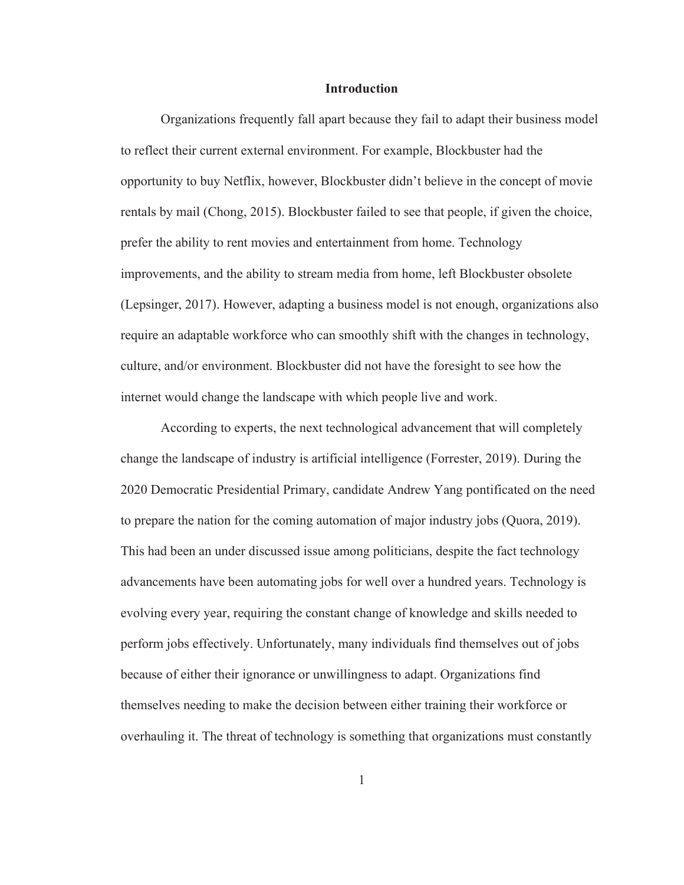# Introduction

Organizations frequently fall apart because they fail to adapt their business model to reflect their current external environment. For example, Blockbuster had the opportunity to buy Netflix, however, Blockbuster didn't believe in the concept of movie rentals by mail (Chong, 2015). Blockbuster failed to see that people, if given the choice, prefer the ability to rent movies and entertainment from home. Technology improvements, and the ability to stream media from home, left Blockbuster obsolete (Lepsinger, 2017). However, adapting a business model is not enough, organizations also require an adaptable workforce who can smoothly shift with the changes in technology, culture, and/or environment. Blockbuster did not have the foresight to see how the internet would change the landscape with which people live and work.

According to experts, the next technological advancement that will completely change the landscape of industry is artificial intelligence (Forrester, 2019). During the 2020 Democratic Presidential Primary, candidate Andrew Yang pontificated on the need to prepare the nation for the coming automation of major industry jobs (Quora, 2019). This had been an under discussed issue among politicians, despite the fact technology advancements have been automating jobs for well over a hundred years. Technology is evolving every year, requiring the constant change of knowledge and skills needed to perform jobs effectively. Unfortunately, many individuals find themselves out of jobs because of either their ignorance or unwillingness to adapt. Organizations find themselves needing to make the decision between either training their workforce or overhauling it. The threat of technology is something that organizations must constantly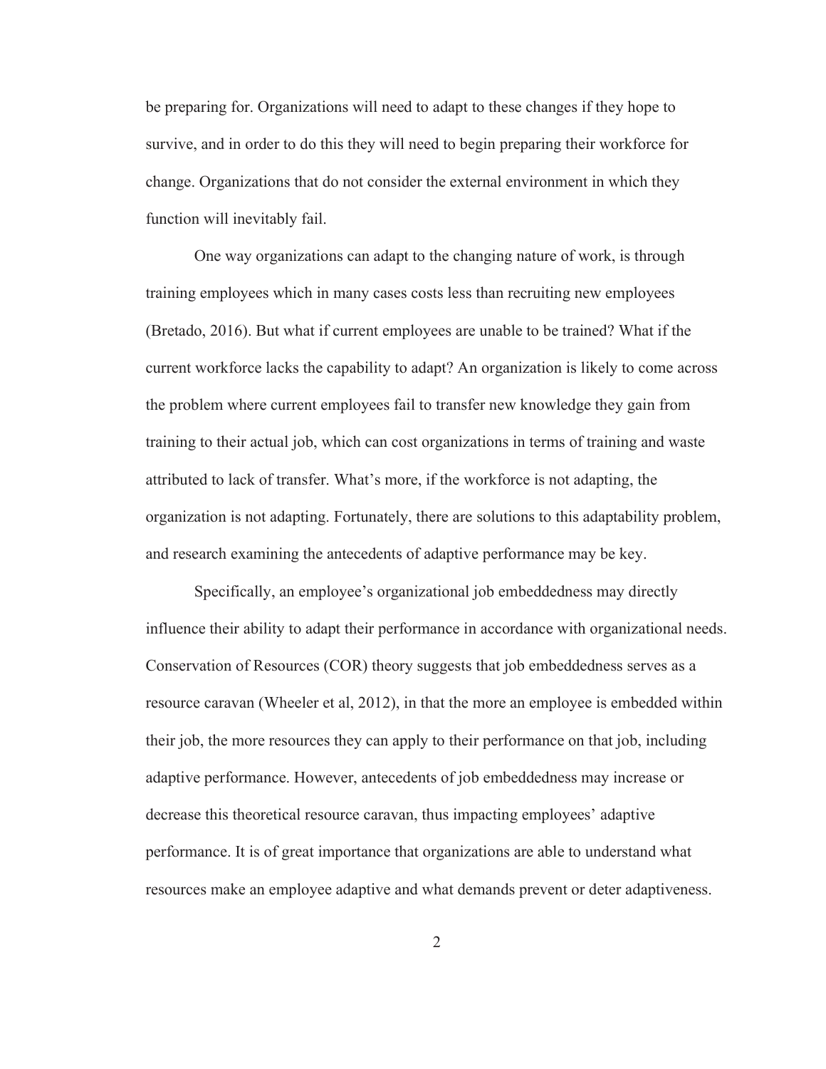be preparing for. Organizations will need to adapt to these changes if they hope to survive, and in order to do this they will need to begin preparing their workforce for change. Organizations that do not consider the external environment in which they function will inevitably fail.

One way organizations can adapt to the changing nature of work, is through training employees which in many cases costs less than recruiting new employees (Bretado, 2016). But what if current employees are unable to be trained? What if the current workforce lacks the capability to adapt? An organization is likely to come across the problem where current employees fail to transfer new knowledge they gain from training to their actual job, which can cost organizations in terms of training and waste attributed to lack of transfer. What's more, if the workforce is not adapting, the organization is not adapting. Fortunately, there are solutions to this adaptability problem, and research examining the antecedents of adaptive performance may be key.

Specifically, an employee's organizational job embeddedness may directly influence their ability to adapt their performance in accordance with organizational needs. Conservation of Resources (COR) theory suggests that job embeddedness serves as a resource caravan (Wheeler et al, 2012), in that the more an employee is embedded within their job, the more resources they can apply to their performance on that job, including adaptive performance. However, antecedents of job embeddedness may increase or decrease this theoretical resource caravan, thus impacting employees' adaptive performance. It is of great importance that organizations are able to understand what resources make an employee adaptive and what demands prevent or deter adaptiveness.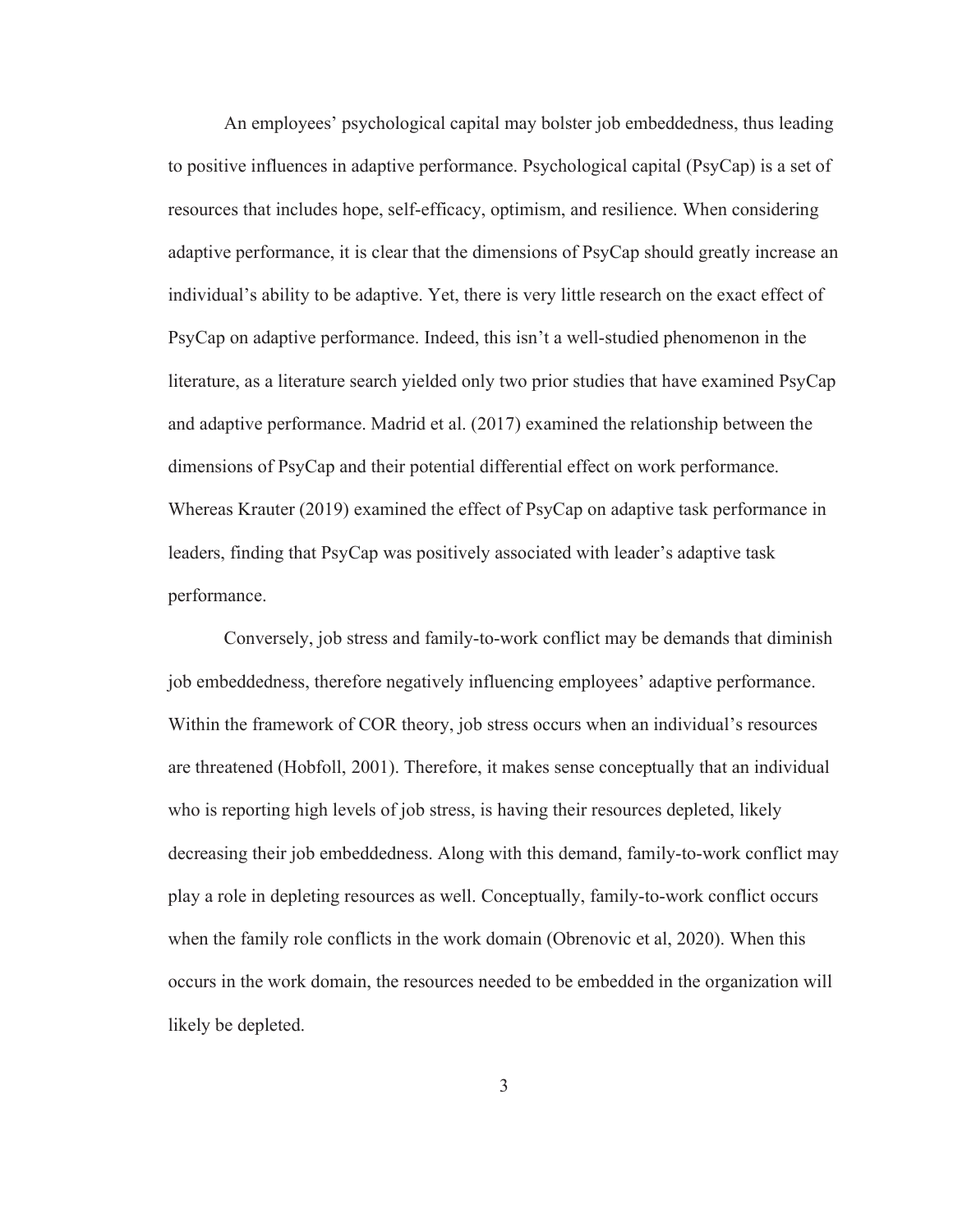An employees' psychological capital may bolster job embeddedness, thus leading to positive influences in adaptive performance. Psychological capital (PsyCap) is a set of resources that includes hope, self-efficacy, optimism, and resilience. When considering adaptive performance, it is clear that the dimensions of PsyCap should greatly increase an individual's ability to be adaptive. Yet, there is very little research on the exact effect of PsyCap on adaptive performance. Indeed, this isn't a well-studied phenomenon in the literature, as a literature search yielded only two prior studies that have examined PsyCap and adaptive performance. Madrid et al. (2017) examined the relationship between the dimensions of PsyCap and their potential differential effect on work performance. Whereas Krauter (2019) examined the effect of PsyCap on adaptive task performance in leaders, finding that PsyCap was positively associated with leader's adaptive task performance.

Conversely, job stress and family-to-work conflict may be demands that diminish job embeddedness, therefore negatively influencing employees' adaptive performance. Within the framework of COR theory, job stress occurs when an individual's resources are threatened (Hobfoll, 2001). Therefore, it makes sense conceptually that an individual who is reporting high levels of job stress, is having their resources depleted, likely decreasing their job embeddedness. Along with this demand, family-to-work conflict may play a role in depleting resources as well. Conceptually, family-to-work conflict occurs when the family role conflicts in the work domain (Obrenovic et al, 2020). When this occurs in the work domain, the resources needed to be embedded in the organization will likely be depleted.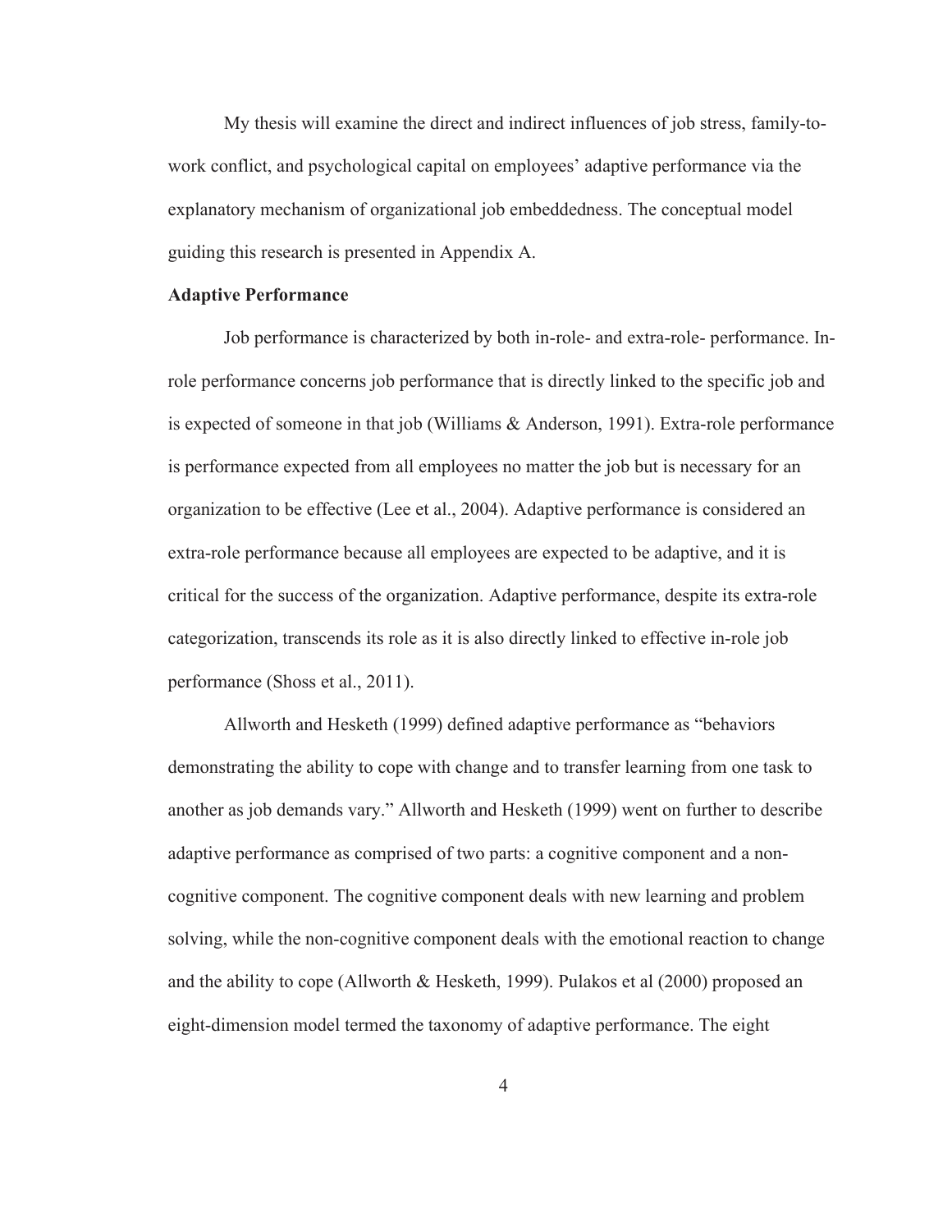My thesis will examine the direct and indirect influences of job stress, family-to-work conflict, and psychological capital on employees' adaptive performance via the explanatory mechanism of organizational job embeddedness. The conceptual model guiding this research is presented in Appendix A.

**Adaptive Performance**

Job performance is characterized by both in-role- and extra-role- performance. In-role performance concerns job performance that is directly linked to the specific job and is expected of someone in that job (Williams & Anderson, 1991). Extra-role performance is performance expected from all employees no matter the job but is necessary for an organization to be effective (Lee et al., 2004). Adaptive performance is considered an extra-role performance because all employees are expected to be adaptive, and it is critical for the success of the organization. Adaptive performance, despite its extra-role categorization, transcends its role as it is also directly linked to effective in-role job performance (Shoss et al., 2011).

Allworth and Hesketh (1999) defined adaptive performance as "behaviors demonstrating the ability to cope with change and to transfer learning from one task to another as job demands vary." Allworth and Hesketh (1999) went on further to describe adaptive performance as comprised of two parts: a cognitive component and a non-cognitive component. The cognitive component deals with new learning and problem solving, while the non-cognitive component deals with the emotional reaction to change and the ability to cope (Allworth & Hesketh, 1999). Pulakos et al (2000) proposed an eight-dimension model termed the taxonomy of adaptive performance. The eight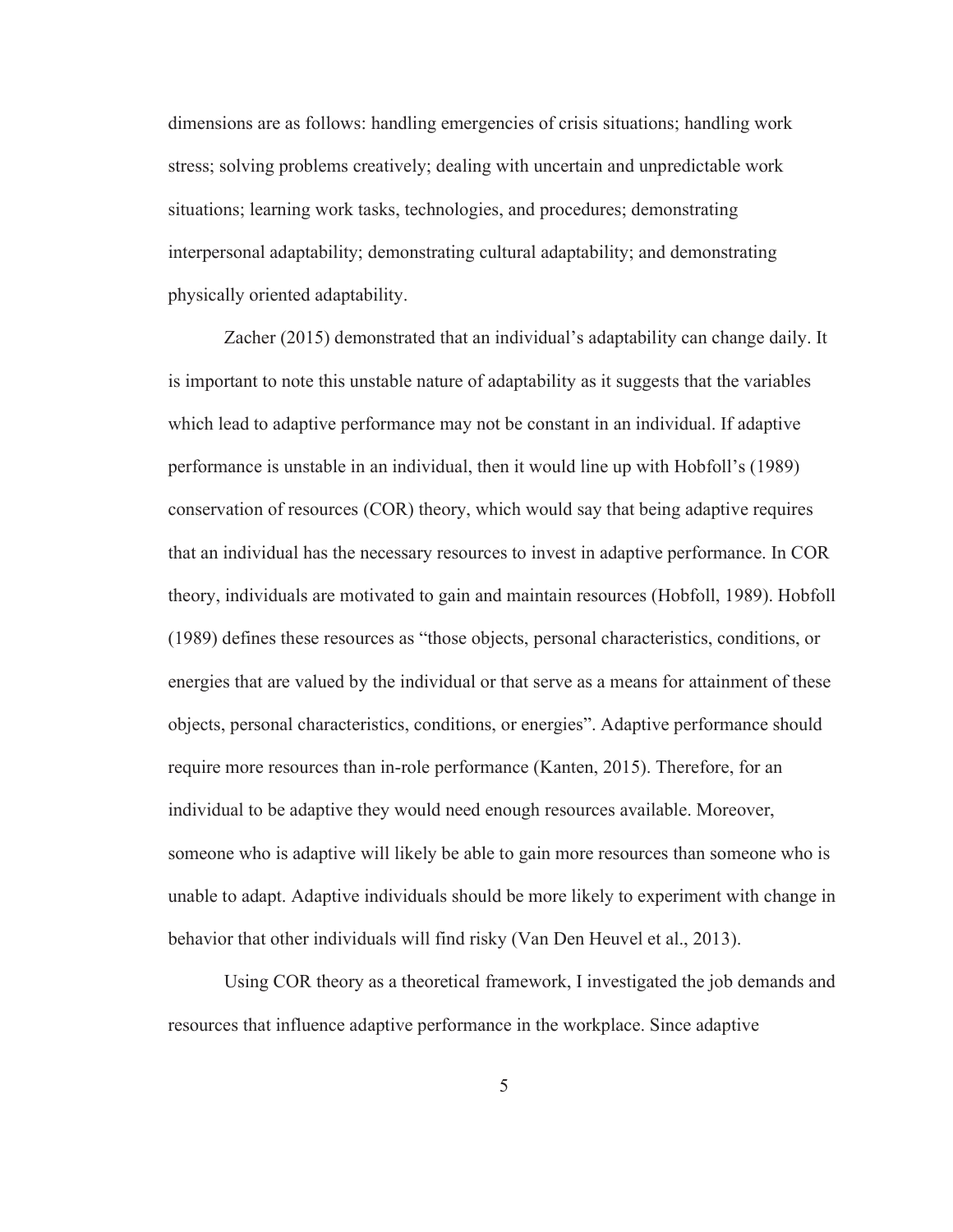dimensions are as follows: handling emergencies of crisis situations; handling work stress; solving problems creatively; dealing with uncertain and unpredictable work situations; learning work tasks, technologies, and procedures; demonstrating interpersonal adaptability; demonstrating cultural adaptability; and demonstrating physically oriented adaptability.

Zacher (2015) demonstrated that an individual's adaptability can change daily. It is important to note this unstable nature of adaptability as it suggests that the variables which lead to adaptive performance may not be constant in an individual. If adaptive performance is unstable in an individual, then it would line up with Hobfoll's (1989) conservation of resources (COR) theory, which would say that being adaptive requires that an individual has the necessary resources to invest in adaptive performance. In COR theory, individuals are motivated to gain and maintain resources (Hobfoll, 1989). Hobfoll (1989) defines these resources as "those objects, personal characteristics, conditions, or energies that are valued by the individual or that serve as a means for attainment of these objects, personal characteristics, conditions, or energies". Adaptive performance should require more resources than in-role performance (Kanten, 2015). Therefore, for an individual to be adaptive they would need enough resources available. Moreover, someone who is adaptive will likely be able to gain more resources than someone who is unable to adapt. Adaptive individuals should be more likely to experiment with change in behavior that other individuals will find risky (Van Den Heuvel et al., 2013).

Using COR theory as a theoretical framework, I investigated the job demands and resources that influence adaptive performance in the workplace. Since adaptive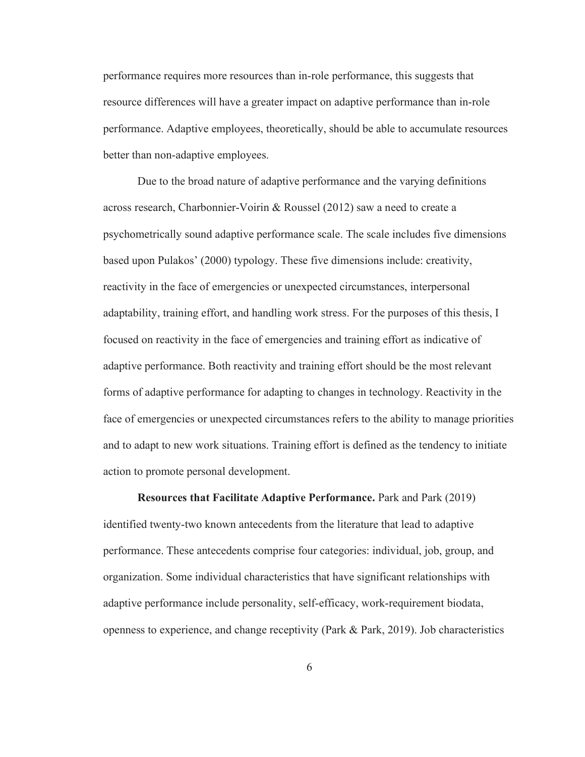performance requires more resources than in-role performance, this suggests that resource differences will have a greater impact on adaptive performance than in-role performance. Adaptive employees, theoretically, should be able to accumulate resources better than non-adaptive employees.

Due to the broad nature of adaptive performance and the varying definitions across research, Charbonnier-Voirin & Roussel (2012) saw a need to create a psychometrically sound adaptive performance scale. The scale includes five dimensions based upon Pulakos' (2000) typology. These five dimensions include: creativity, reactivity in the face of emergencies or unexpected circumstances, interpersonal adaptability, training effort, and handling work stress. For the purposes of this thesis, I focused on reactivity in the face of emergencies and training effort as indicative of adaptive performance. Both reactivity and training effort should be the most relevant forms of adaptive performance for adapting to changes in technology. Reactivity in the face of emergencies or unexpected circumstances refers to the ability to manage priorities and to adapt to new work situations. Training effort is defined as the tendency to initiate action to promote personal development.

**Resources that Facilitate Adaptive Performance.** Park and Park (2019) identified twenty-two known antecedents from the literature that lead to adaptive performance. These antecedents comprise four categories: individual, job, group, and organization. Some individual characteristics that have significant relationships with adaptive performance include personality, self-efficacy, work-requirement biodata, openness to experience, and change receptivity (Park & Park, 2019). Job characteristics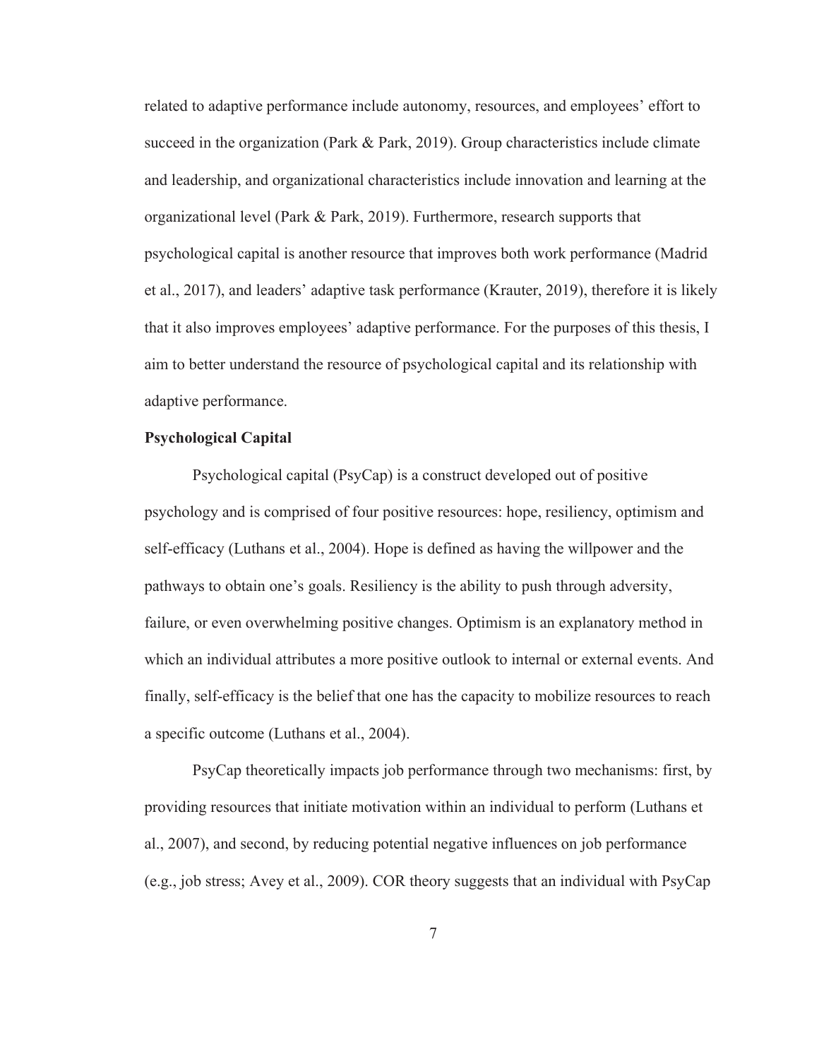related to adaptive performance include autonomy, resources, and employees' effort to succeed in the organization (Park & Park, 2019). Group characteristics include climate and leadership, and organizational characteristics include innovation and learning at the organizational level (Park & Park, 2019). Furthermore, research supports that psychological capital is another resource that improves both work performance (Madrid et al., 2017), and leaders' adaptive task performance (Krauter, 2019), therefore it is likely that it also improves employees' adaptive performance. For the purposes of this thesis, I aim to better understand the resource of psychological capital and its relationship with adaptive performance.

**Psychological Capital**

Psychological capital (PsyCap) is a construct developed out of positive psychology and is comprised of four positive resources: hope, resiliency, optimism and self-efficacy (Luthans et al., 2004). Hope is defined as having the willpower and the pathways to obtain one's goals. Resiliency is the ability to push through adversity, failure, or even overwhelming positive changes. Optimism is an explanatory method in which an individual attributes a more positive outlook to internal or external events. And finally, self-efficacy is the belief that one has the capacity to mobilize resources to reach a specific outcome (Luthans et al., 2004).

PsyCap theoretically impacts job performance through two mechanisms: first, by providing resources that initiate motivation within an individual to perform (Luthans et al., 2007), and second, by reducing potential negative influences on job performance (e.g., job stress; Avey et al., 2009). COR theory suggests that an individual with PsyCap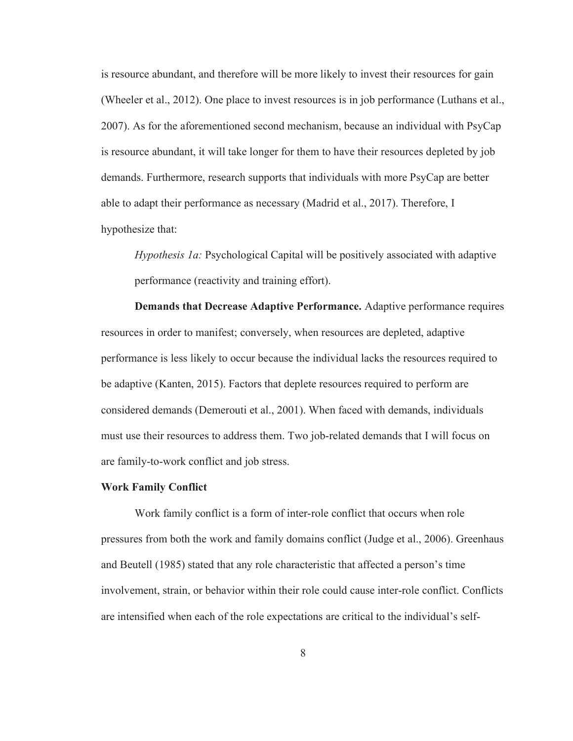is resource abundant, and therefore will be more likely to invest their resources for gain (Wheeler et al., 2012). One place to invest resources is in job performance (Luthans et al., 2007). As for the aforementioned second mechanism, because an individual with PsyCap is resource abundant, it will take longer for them to have their resources depleted by job demands. Furthermore, research supports that individuals with more PsyCap are better able to adapt their performance as necessary (Madrid et al., 2017). Therefore, I hypothesize that:

> *Hypothesis 1a:* Psychological Capital will be positively associated with adaptive performance (reactivity and training effort).

**Demands that Decrease Adaptive Performance.** Adaptive performance requires resources in order to manifest; conversely, when resources are depleted, adaptive performance is less likely to occur because the individual lacks the resources required to be adaptive (Kanten, 2015). Factors that deplete resources required to perform are considered demands (Demerouti et al., 2001). When faced with demands, individuals must use their resources to address them. Two job-related demands that I will focus on are family-to-work conflict and job stress.

## Work Family Conflict

Work family conflict is a form of inter-role conflict that occurs when role pressures from both the work and family domains conflict (Judge et al., 2006). Greenhaus and Beutell (1985) stated that any role characteristic that affected a person's time involvement, strain, or behavior within their role could cause inter-role conflict. Conflicts are intensified when each of the role expectations are critical to the individual's self-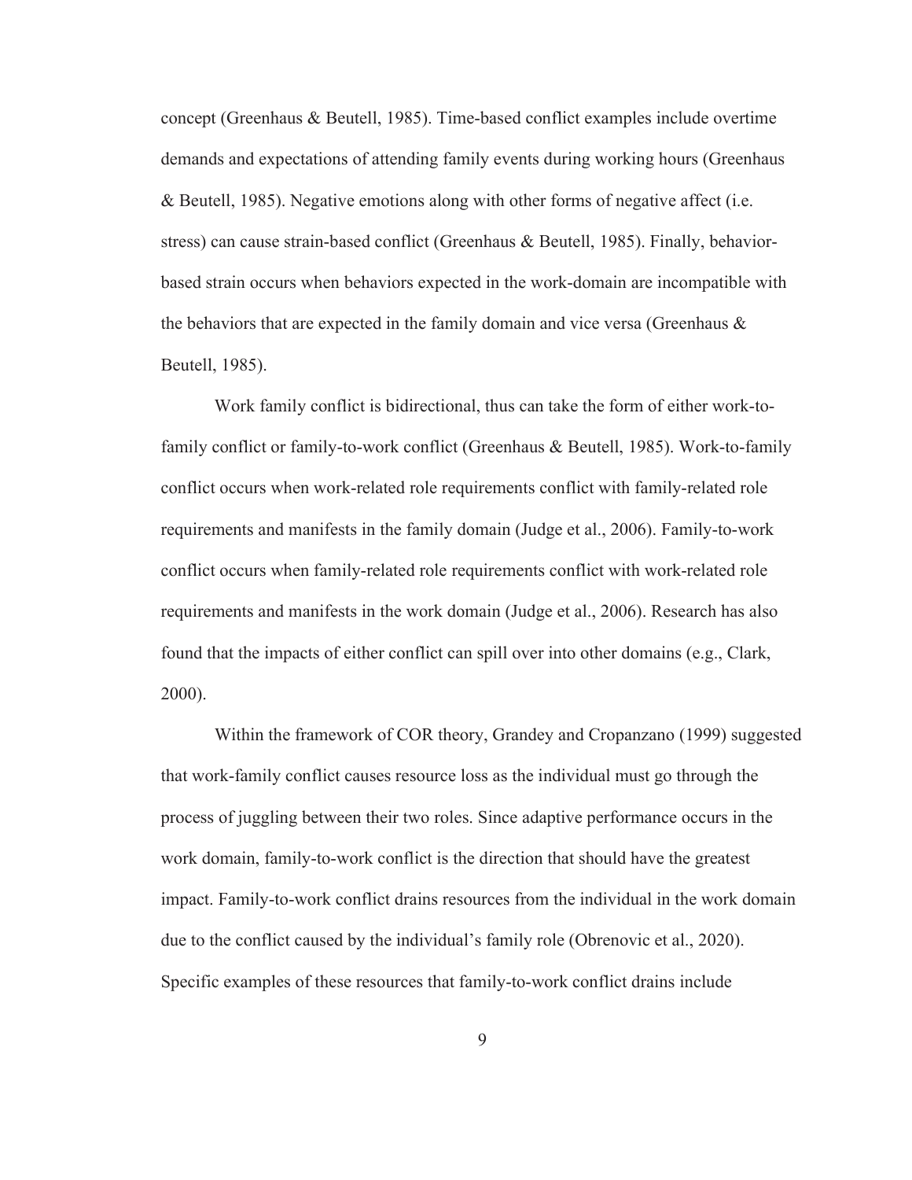concept (Greenhaus & Beutell, 1985). Time-based conflict examples include overtime demands and expectations of attending family events during working hours (Greenhaus & Beutell, 1985). Negative emotions along with other forms of negative affect (i.e. stress) can cause strain-based conflict (Greenhaus & Beutell, 1985). Finally, behavior-based strain occurs when behaviors expected in the work-domain are incompatible with the behaviors that are expected in the family domain and vice versa (Greenhaus & Beutell, 1985).

Work family conflict is bidirectional, thus can take the form of either work-to-family conflict or family-to-work conflict (Greenhaus & Beutell, 1985). Work-to-family conflict occurs when work-related role requirements conflict with family-related role requirements and manifests in the family domain (Judge et al., 2006). Family-to-work conflict occurs when family-related role requirements conflict with work-related role requirements and manifests in the work domain (Judge et al., 2006). Research has also found that the impacts of either conflict can spill over into other domains (e.g., Clark, 2000).

Within the framework of COR theory, Grandey and Cropanzano (1999) suggested that work-family conflict causes resource loss as the individual must go through the process of juggling between their two roles. Since adaptive performance occurs in the work domain, family-to-work conflict is the direction that should have the greatest impact. Family-to-work conflict drains resources from the individual in the work domain due to the conflict caused by the individual's family role (Obrenovic et al., 2020). Specific examples of these resources that family-to-work conflict drains include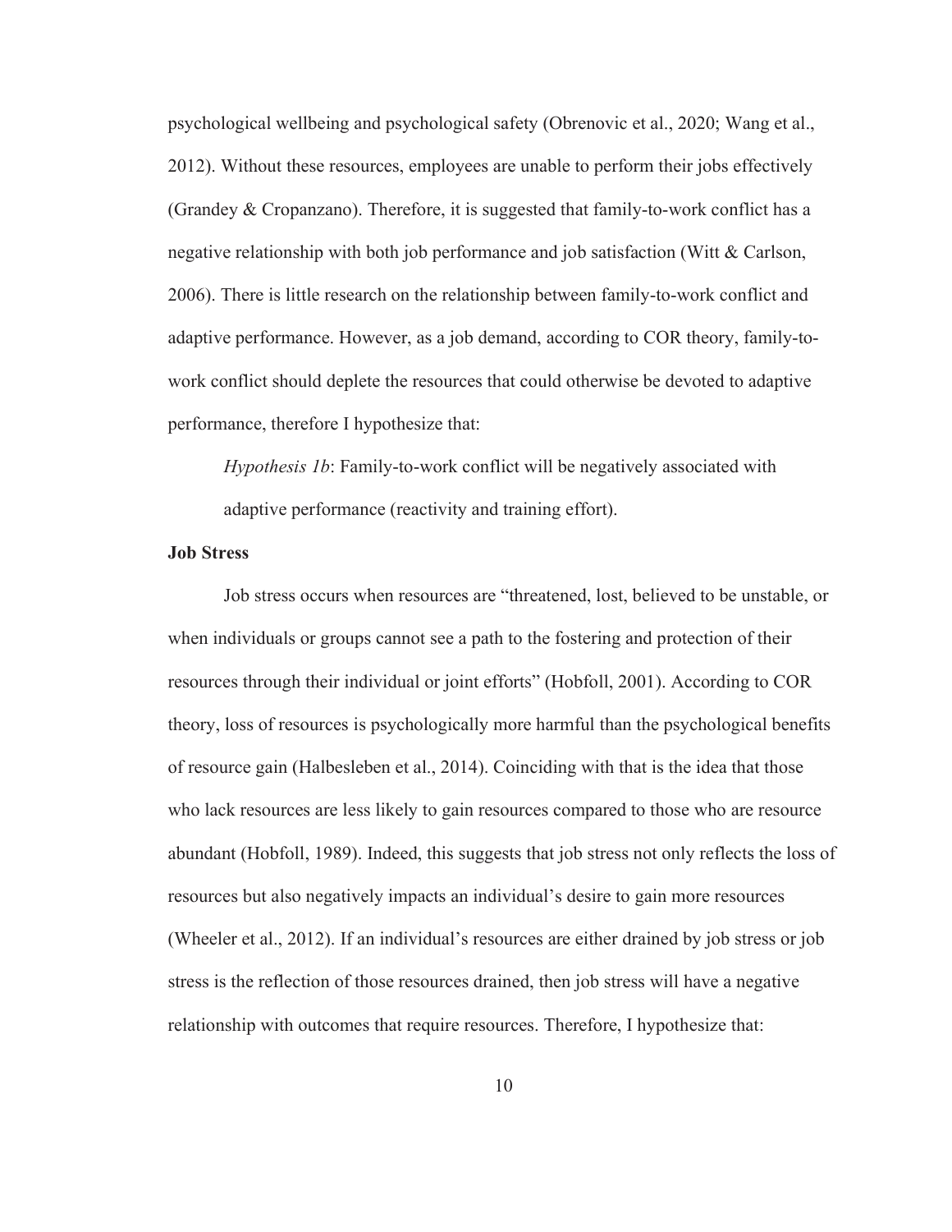psychological wellbeing and psychological safety (Obrenovic et al., 2020; Wang et al., 2012). Without these resources, employees are unable to perform their jobs effectively (Grandey & Cropanzano). Therefore, it is suggested that family-to-work conflict has a negative relationship with both job performance and job satisfaction (Witt & Carlson, 2006). There is little research on the relationship between family-to-work conflict and adaptive performance. However, as a job demand, according to COR theory, family-to-work conflict should deplete the resources that could otherwise be devoted to adaptive performance, therefore I hypothesize that:

> *Hypothesis 1b*: Family-to-work conflict will be negatively associated with adaptive performance (reactivity and training effort).

**Job Stress**

Job stress occurs when resources are "threatened, lost, believed to be unstable, or when individuals or groups cannot see a path to the fostering and protection of their resources through their individual or joint efforts" (Hobfoll, 2001). According to COR theory, loss of resources is psychologically more harmful than the psychological benefits of resource gain (Halbesleben et al., 2014). Coinciding with that is the idea that those who lack resources are less likely to gain resources compared to those who are resource abundant (Hobfoll, 1989). Indeed, this suggests that job stress not only reflects the loss of resources but also negatively impacts an individual's desire to gain more resources (Wheeler et al., 2012). If an individual's resources are either drained by job stress or job stress is the reflection of those resources drained, then job stress will have a negative relationship with outcomes that require resources. Therefore, I hypothesize that: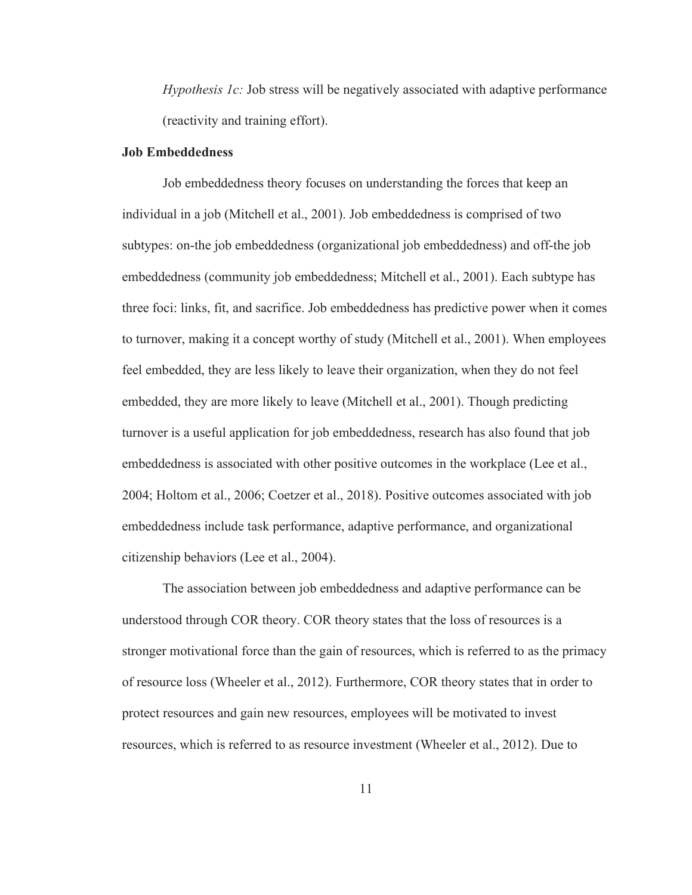*Hypothesis 1c:* Job stress will be negatively associated with adaptive performance (reactivity and training effort).

**Job Embeddedness**

Job embeddedness theory focuses on understanding the forces that keep an individual in a job (Mitchell et al., 2001). Job embeddedness is comprised of two subtypes: on-the job embeddedness (organizational job embeddedness) and off-the job embeddedness (community job embeddedness; Mitchell et al., 2001). Each subtype has three foci: links, fit, and sacrifice. Job embeddedness has predictive power when it comes to turnover, making it a concept worthy of study (Mitchell et al., 2001). When employees feel embedded, they are less likely to leave their organization, when they do not feel embedded, they are more likely to leave (Mitchell et al., 2001). Though predicting turnover is a useful application for job embeddedness, research has also found that job embeddedness is associated with other positive outcomes in the workplace (Lee et al., 2004; Holtom et al., 2006; Coetzer et al., 2018). Positive outcomes associated with job embeddedness include task performance, adaptive performance, and organizational citizenship behaviors (Lee et al., 2004).

The association between job embeddedness and adaptive performance can be understood through COR theory. COR theory states that the loss of resources is a stronger motivational force than the gain of resources, which is referred to as the primacy of resource loss (Wheeler et al., 2012). Furthermore, COR theory states that in order to protect resources and gain new resources, employees will be motivated to invest resources, which is referred to as resource investment (Wheeler et al., 2012). Due to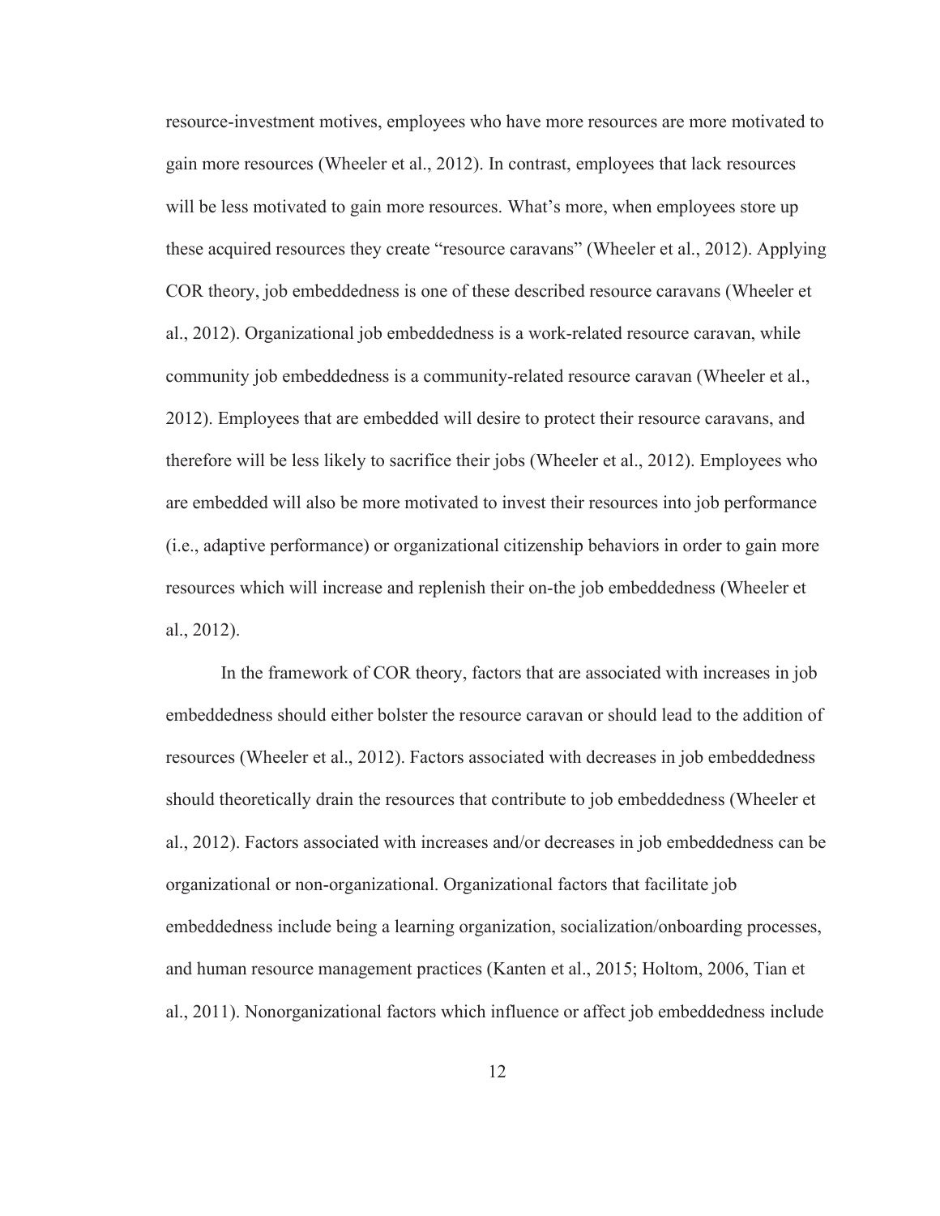resource-investment motives, employees who have more resources are more motivated to gain more resources (Wheeler et al., 2012). In contrast, employees that lack resources will be less motivated to gain more resources. What's more, when employees store up these acquired resources they create "resource caravans" (Wheeler et al., 2012). Applying COR theory, job embeddedness is one of these described resource caravans (Wheeler et al., 2012). Organizational job embeddedness is a work-related resource caravan, while community job embeddedness is a community-related resource caravan (Wheeler et al., 2012). Employees that are embedded will desire to protect their resource caravans, and therefore will be less likely to sacrifice their jobs (Wheeler et al., 2012). Employees who are embedded will also be more motivated to invest their resources into job performance (i.e., adaptive performance) or organizational citizenship behaviors in order to gain more resources which will increase and replenish their on-the job embeddedness (Wheeler et al., 2012).

In the framework of COR theory, factors that are associated with increases in job embeddedness should either bolster the resource caravan or should lead to the addition of resources (Wheeler et al., 2012). Factors associated with decreases in job embeddedness should theoretically drain the resources that contribute to job embeddedness (Wheeler et al., 2012). Factors associated with increases and/or decreases in job embeddedness can be organizational or non-organizational. Organizational factors that facilitate job embeddedness include being a learning organization, socialization/onboarding processes, and human resource management practices (Kanten et al., 2015; Holtom, 2006, Tian et al., 2011). Nonorganizational factors which influence or affect job embeddedness include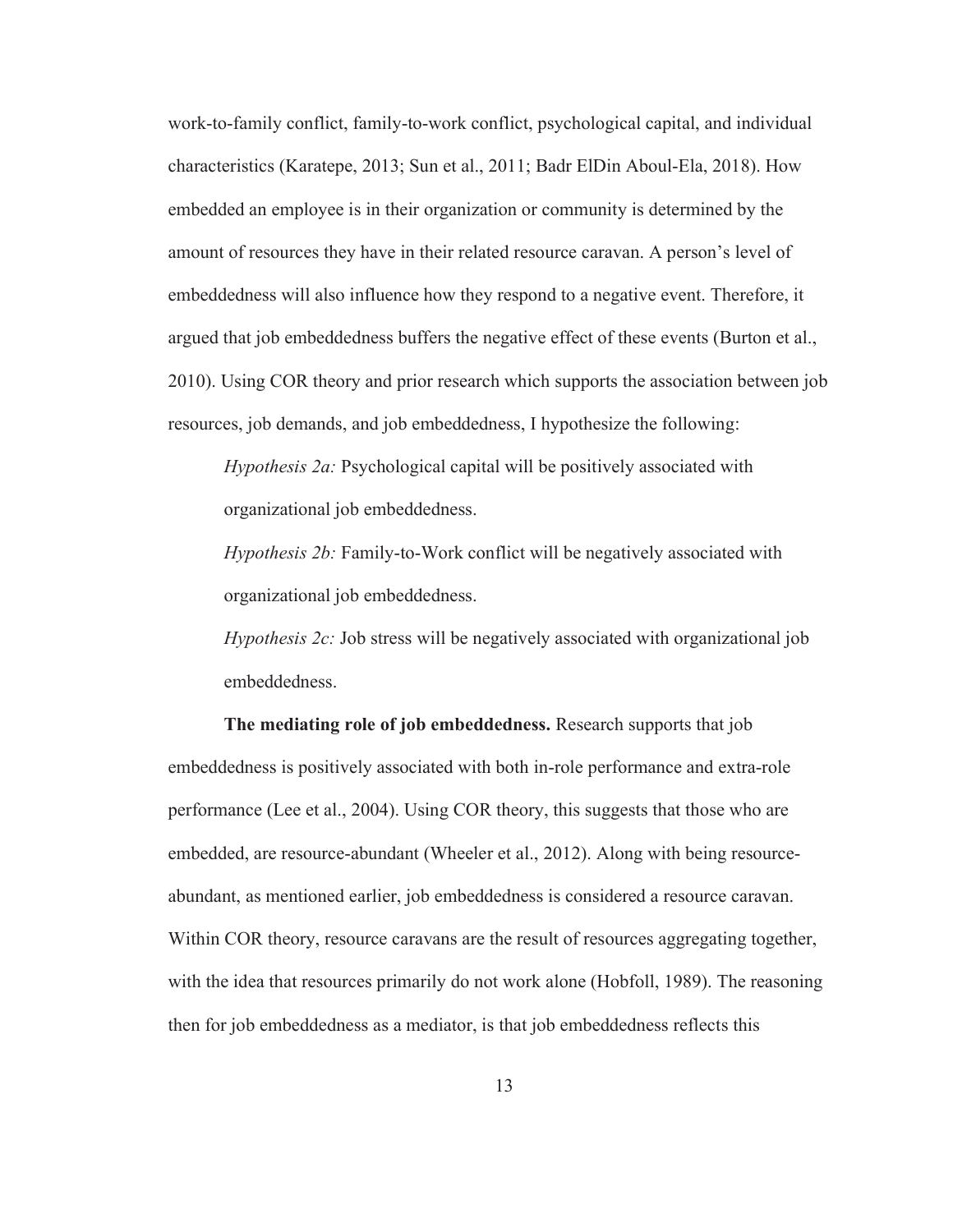work-to-family conflict, family-to-work conflict, psychological capital, and individual characteristics (Karatepe, 2013; Sun et al., 2011; Badr ElDin Aboul-Ela, 2018). How embedded an employee is in their organization or community is determined by the amount of resources they have in their related resource caravan. A person's level of embeddedness will also influence how they respond to a negative event. Therefore, it argued that job embeddedness buffers the negative effect of these events (Burton et al., 2010). Using COR theory and prior research which supports the association between job resources, job demands, and job embeddedness, I hypothesize the following:

> *Hypothesis 2a:* Psychological capital will be positively associated with organizational job embeddedness.
>
> *Hypothesis 2b:* Family-to-Work conflict will be negatively associated with organizational job embeddedness.
>
> *Hypothesis 2c:* Job stress will be negatively associated with organizational job embeddedness.

**The mediating role of job embeddedness.** Research supports that job embeddedness is positively associated with both in-role performance and extra-role performance (Lee et al., 2004). Using COR theory, this suggests that those who are embedded, are resource-abundant (Wheeler et al., 2012). Along with being resource-abundant, as mentioned earlier, job embeddedness is considered a resource caravan. Within COR theory, resource caravans are the result of resources aggregating together, with the idea that resources primarily do not work alone (Hobfoll, 1989). The reasoning then for job embeddedness as a mediator, is that job embeddedness reflects this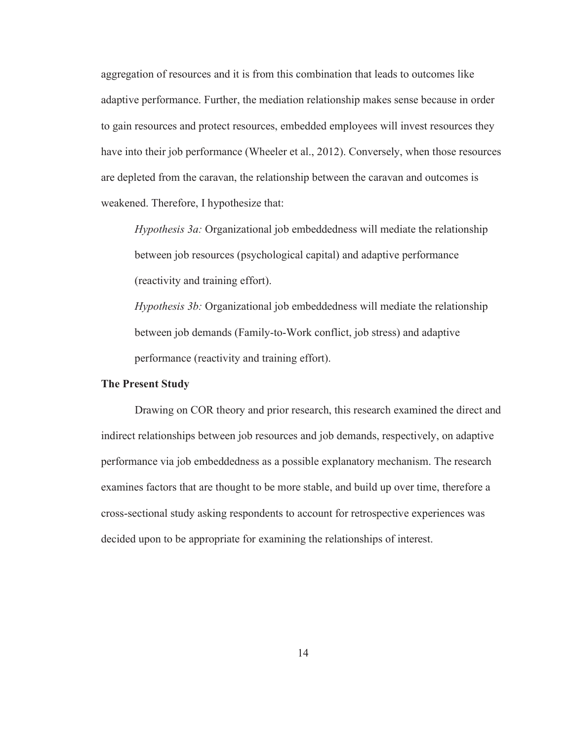aggregation of resources and it is from this combination that leads to outcomes like adaptive performance. Further, the mediation relationship makes sense because in order to gain resources and protect resources, embedded employees will invest resources they have into their job performance (Wheeler et al., 2012). Conversely, when those resources are depleted from the caravan, the relationship between the caravan and outcomes is weakened. Therefore, I hypothesize that:

> *Hypothesis 3a:* Organizational job embeddedness will mediate the relationship between job resources (psychological capital) and adaptive performance (reactivity and training effort).
>
> *Hypothesis 3b:* Organizational job embeddedness will mediate the relationship between job demands (Family-to-Work conflict, job stress) and adaptive performance (reactivity and training effort).

## The Present Study

Drawing on COR theory and prior research, this research examined the direct and indirect relationships between job resources and job demands, respectively, on adaptive performance via job embeddedness as a possible explanatory mechanism. The research examines factors that are thought to be more stable, and build up over time, therefore a cross-sectional study asking respondents to account for retrospective experiences was decided upon to be appropriate for examining the relationships of interest.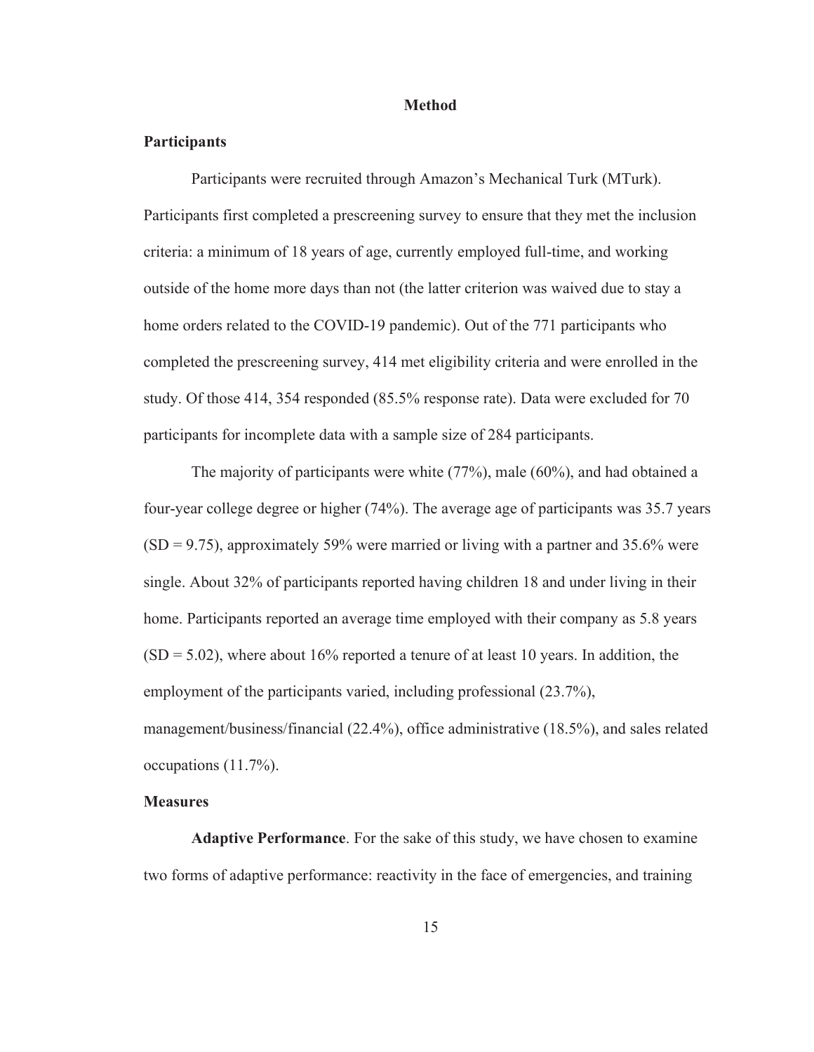# Method

## Participants

Participants were recruited through Amazon's Mechanical Turk (MTurk). Participants first completed a prescreening survey to ensure that they met the inclusion criteria: a minimum of 18 years of age, currently employed full-time, and working outside of the home more days than not (the latter criterion was waived due to stay a home orders related to the COVID-19 pandemic). Out of the 771 participants who completed the prescreening survey, 414 met eligibility criteria and were enrolled in the study. Of those 414, 354 responded (85.5% response rate). Data were excluded for 70 participants for incomplete data with a sample size of 284 participants.

The majority of participants were white (77%), male (60%), and had obtained a four-year college degree or higher (74%). The average age of participants was 35.7 years (SD = 9.75), approximately 59% were married or living with a partner and 35.6% were single. About 32% of participants reported having children 18 and under living in their home. Participants reported an average time employed with their company as 5.8 years (SD = 5.02), where about 16% reported a tenure of at least 10 years. In addition, the employment of the participants varied, including professional (23.7%), management/business/financial (22.4%), office administrative (18.5%), and sales related occupations (11.7%).

## Measures

**Adaptive Performance**. For the sake of this study, we have chosen to examine two forms of adaptive performance: reactivity in the face of emergencies, and training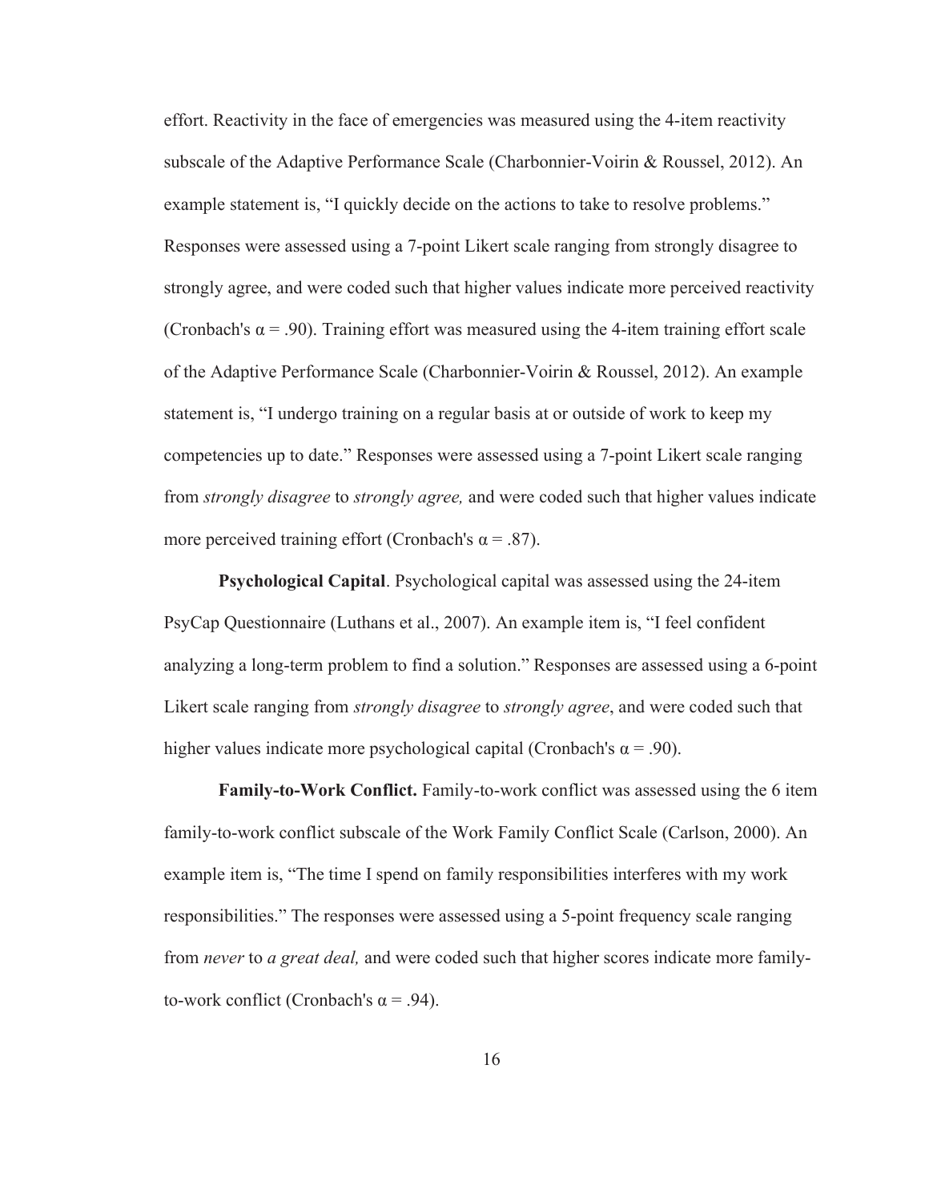effort. Reactivity in the face of emergencies was measured using the 4-item reactivity subscale of the Adaptive Performance Scale (Charbonnier-Voirin & Roussel, 2012). An example statement is, “I quickly decide on the actions to take to resolve problems.” Responses were assessed using a 7-point Likert scale ranging from strongly disagree to strongly agree, and were coded such that higher values indicate more perceived reactivity (Cronbach's α = .90). Training effort was measured using the 4-item training effort scale of the Adaptive Performance Scale (Charbonnier-Voirin & Roussel, 2012). An example statement is, “I undergo training on a regular basis at or outside of work to keep my competencies up to date.” Responses were assessed using a 7-point Likert scale ranging from *strongly disagree* to *strongly agree,* and were coded such that higher values indicate more perceived training effort (Cronbach's α = .87).

**Psychological Capital**. Psychological capital was assessed using the 24-item PsyCap Questionnaire (Luthans et al., 2007). An example item is, “I feel confident analyzing a long-term problem to find a solution.” Responses are assessed using a 6-point Likert scale ranging from *strongly disagree* to *strongly agree*, and were coded such that higher values indicate more psychological capital (Cronbach's α = .90).

**Family-to-Work Conflict.** Family-to-work conflict was assessed using the 6 item family-to-work conflict subscale of the Work Family Conflict Scale (Carlson, 2000). An example item is, “The time I spend on family responsibilities interferes with my work responsibilities.” The responses were assessed using a 5-point frequency scale ranging from *never* to *a great deal,* and were coded such that higher scores indicate more family-to-work conflict (Cronbach's α = .94).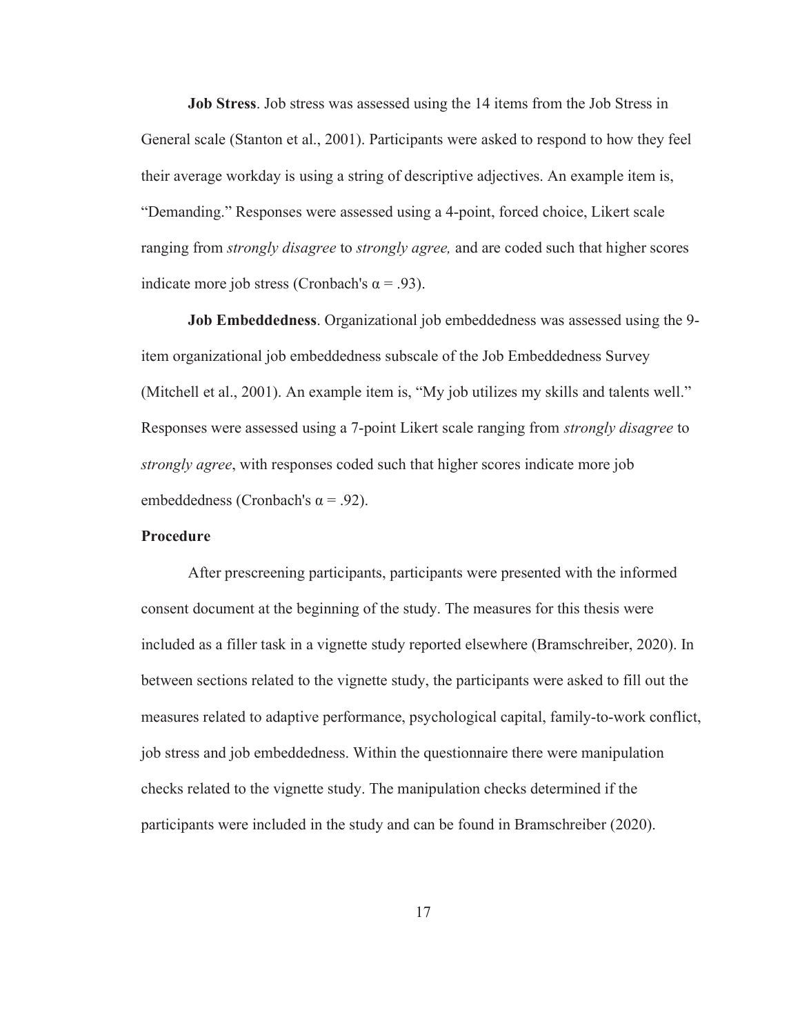**Job Stress**. Job stress was assessed using the 14 items from the Job Stress in General scale (Stanton et al., 2001). Participants were asked to respond to how they feel their average workday is using a string of descriptive adjectives. An example item is, "Demanding." Responses were assessed using a 4-point, forced choice, Likert scale ranging from *strongly disagree* to *strongly agree,* and are coded such that higher scores indicate more job stress (Cronbach's $\alpha = .93$).

**Job Embeddedness**. Organizational job embeddedness was assessed using the 9-item organizational job embeddedness subscale of the Job Embeddedness Survey (Mitchell et al., 2001). An example item is, "My job utilizes my skills and talents well." Responses were assessed using a 7-point Likert scale ranging from *strongly disagree* to *strongly agree*, with responses coded such that higher scores indicate more job embeddedness (Cronbach's $\alpha = .92$).

## Procedure

After prescreening participants, participants were presented with the informed consent document at the beginning of the study. The measures for this thesis were included as a filler task in a vignette study reported elsewhere (Bramschreiber, 2020). In between sections related to the vignette study, the participants were asked to fill out the measures related to adaptive performance, psychological capital, family-to-work conflict, job stress and job embeddedness. Within the questionnaire there were manipulation checks related to the vignette study. The manipulation checks determined if the participants were included in the study and can be found in Bramschreiber (2020).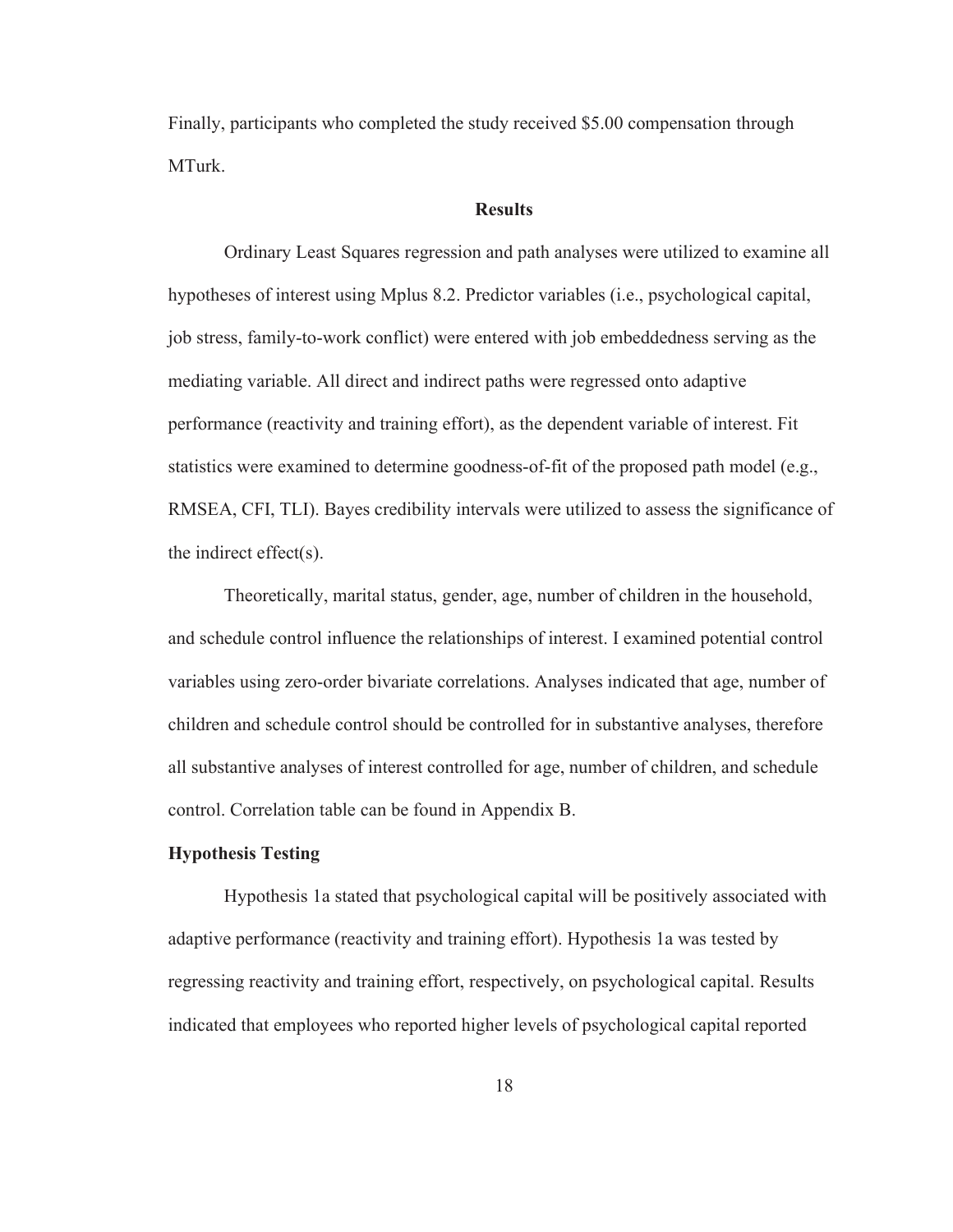Finally, participants who completed the study received $5.00 compensation through MTurk.

## Results

Ordinary Least Squares regression and path analyses were utilized to examine all hypotheses of interest using Mplus 8.2. Predictor variables (i.e., psychological capital, job stress, family-to-work conflict) were entered with job embeddedness serving as the mediating variable. All direct and indirect paths were regressed onto adaptive performance (reactivity and training effort), as the dependent variable of interest. Fit statistics were examined to determine goodness-of-fit of the proposed path model (e.g., RMSEA, CFI, TLI). Bayes credibility intervals were utilized to assess the significance of the indirect effect(s).

Theoretically, marital status, gender, age, number of children in the household, and schedule control influence the relationships of interest. I examined potential control variables using zero-order bivariate correlations. Analyses indicated that age, number of children and schedule control should be controlled for in substantive analyses, therefore all substantive analyses of interest controlled for age, number of children, and schedule control. Correlation table can be found in Appendix B.

### Hypothesis Testing

Hypothesis 1a stated that psychological capital will be positively associated with adaptive performance (reactivity and training effort). Hypothesis 1a was tested by regressing reactivity and training effort, respectively, on psychological capital. Results indicated that employees who reported higher levels of psychological capital reported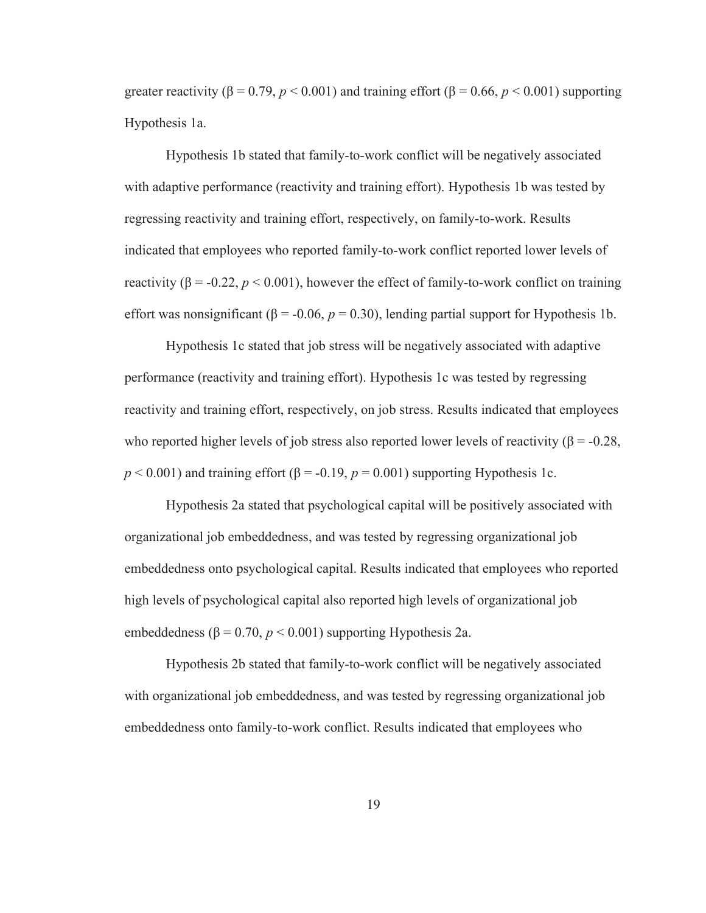greater reactivity ($\beta = 0.79$, $p < 0.001$) and training effort ($\beta = 0.66$, $p < 0.001$) supporting Hypothesis 1a.

Hypothesis 1b stated that family-to-work conflict will be negatively associated with adaptive performance (reactivity and training effort). Hypothesis 1b was tested by regressing reactivity and training effort, respectively, on family-to-work. Results indicated that employees who reported family-to-work conflict reported lower levels of reactivity ($\beta = -0.22$, $p < 0.001$), however the effect of family-to-work conflict on training effort was nonsignificant ($\beta = -0.06$, $p = 0.30$), lending partial support for Hypothesis 1b.

Hypothesis 1c stated that job stress will be negatively associated with adaptive performance (reactivity and training effort). Hypothesis 1c was tested by regressing reactivity and training effort, respectively, on job stress. Results indicated that employees who reported higher levels of job stress also reported lower levels of reactivity ($\beta = -0.28$, $p < 0.001$) and training effort ($\beta = -0.19$, $p = 0.001$) supporting Hypothesis 1c.

Hypothesis 2a stated that psychological capital will be positively associated with organizational job embeddedness, and was tested by regressing organizational job embeddedness onto psychological capital. Results indicated that employees who reported high levels of psychological capital also reported high levels of organizational job embeddedness ($\beta = 0.70$, $p < 0.001$) supporting Hypothesis 2a.

Hypothesis 2b stated that family-to-work conflict will be negatively associated with organizational job embeddedness, and was tested by regressing organizational job embeddedness onto family-to-work conflict. Results indicated that employees who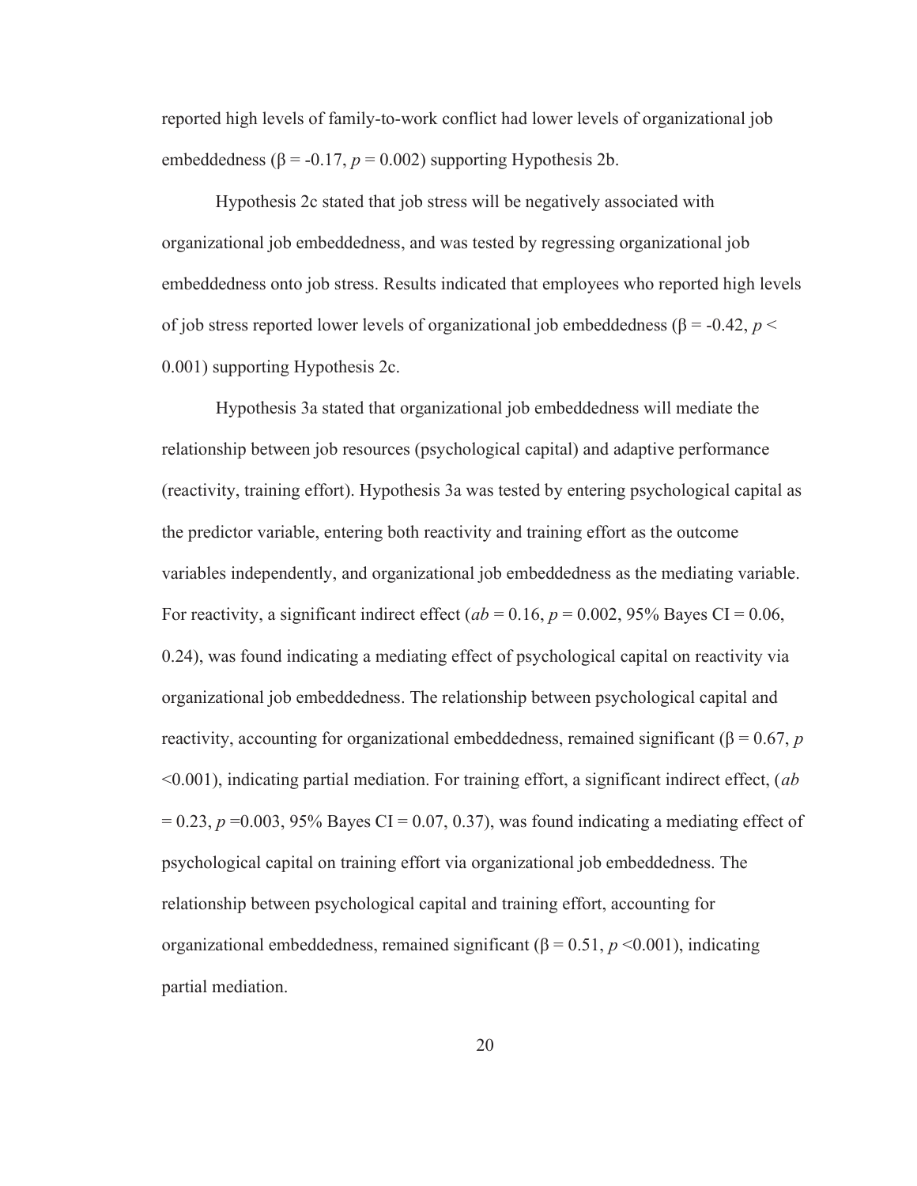reported high levels of family-to-work conflict had lower levels of organizational job embeddedness ($\beta = -0.17$, $p = 0.002$) supporting Hypothesis 2b.

Hypothesis 2c stated that job stress will be negatively associated with organizational job embeddedness, and was tested by regressing organizational job embeddedness onto job stress. Results indicated that employees who reported high levels of job stress reported lower levels of organizational job embeddedness ($\beta = -0.42$, $p < 0.001$) supporting Hypothesis 2c.

Hypothesis 3a stated that organizational job embeddedness will mediate the relationship between job resources (psychological capital) and adaptive performance (reactivity, training effort). Hypothesis 3a was tested by entering psychological capital as the predictor variable, entering both reactivity and training effort as the outcome variables independently, and organizational job embeddedness as the mediating variable. For reactivity, a significant indirect effect ($ab = 0.16$, $p = 0.002$, 95% Bayes CI = 0.06, 0.24), was found indicating a mediating effect of psychological capital on reactivity via organizational job embeddedness. The relationship between psychological capital and reactivity, accounting for organizational embeddedness, remained significant ($\beta = 0.67$, $p < 0.001$), indicating partial mediation. For training effort, a significant indirect effect, ($ab = 0.23$, $p = 0.003$, 95% Bayes CI = 0.07, 0.37), was found indicating a mediating effect of psychological capital on training effort via organizational job embeddedness. The relationship between psychological capital and training effort, accounting for organizational embeddedness, remained significant ($\beta = 0.51$, $p < 0.001$), indicating partial mediation.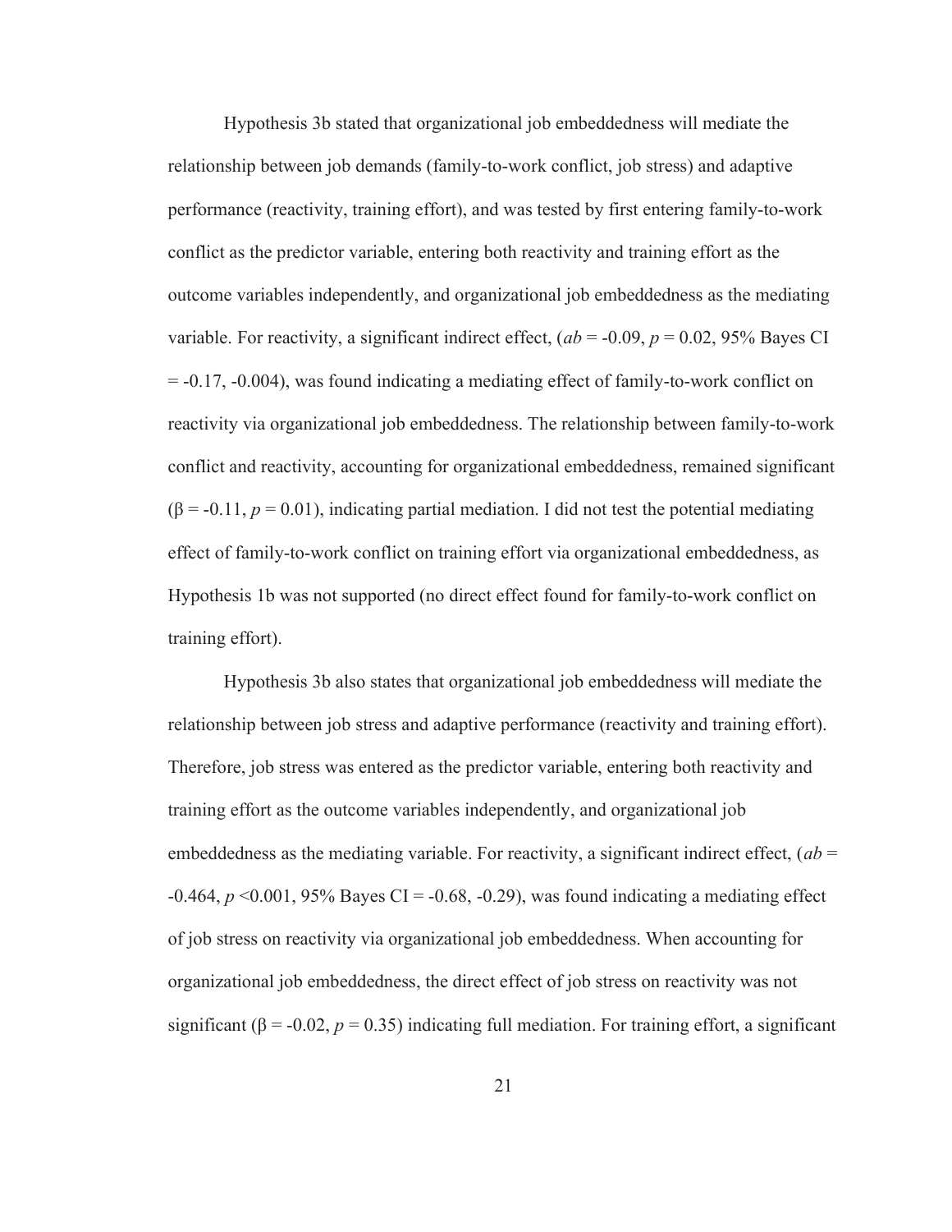Hypothesis 3b stated that organizational job embeddedness will mediate the relationship between job demands (family-to-work conflict, job stress) and adaptive performance (reactivity, training effort), and was tested by first entering family-to-work conflict as the predictor variable, entering both reactivity and training effort as the outcome variables independently, and organizational job embeddedness as the mediating variable. For reactivity, a significant indirect effect, ($ab$ = -0.09, $p$ = 0.02, 95% Bayes CI = -0.17, -0.004), was found indicating a mediating effect of family-to-work conflict on reactivity via organizational job embeddedness. The relationship between family-to-work conflict and reactivity, accounting for organizational embeddedness, remained significant ($\beta$ = -0.11, $p$ = 0.01), indicating partial mediation. I did not test the potential mediating effect of family-to-work conflict on training effort via organizational embeddedness, as Hypothesis 1b was not supported (no direct effect found for family-to-work conflict on training effort).

Hypothesis 3b also states that organizational job embeddedness will mediate the relationship between job stress and adaptive performance (reactivity and training effort). Therefore, job stress was entered as the predictor variable, entering both reactivity and training effort as the outcome variables independently, and organizational job embeddedness as the mediating variable. For reactivity, a significant indirect effect, ($ab$ = -0.464, $p$ <0.001, 95% Bayes CI = -0.68, -0.29), was found indicating a mediating effect of job stress on reactivity via organizational job embeddedness. When accounting for organizational job embeddedness, the direct effect of job stress on reactivity was not significant ($\beta$ = -0.02, $p$ = 0.35) indicating full mediation. For training effort, a significant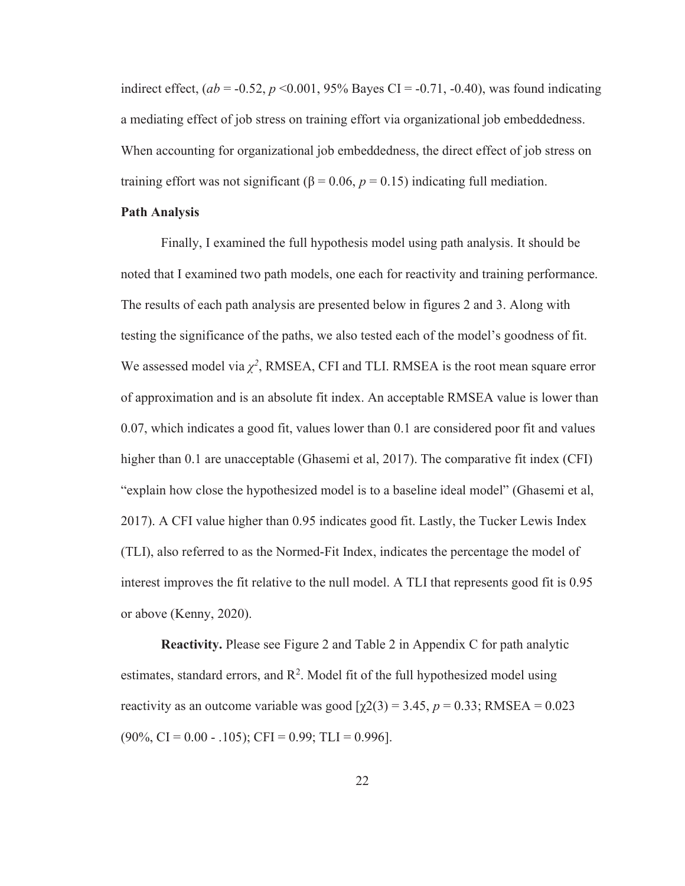indirect effect, ($ab$ = -0.52, $p$ <0.001, 95% Bayes CI = -0.71, -0.40), was found indicating a mediating effect of job stress on training effort via organizational job embeddedness. When accounting for organizational job embeddedness, the direct effect of job stress on training effort was not significant ($\beta$ = 0.06, $p$ = 0.15) indicating full mediation.

**Path Analysis**

Finally, I examined the full hypothesis model using path analysis. It should be noted that I examined two path models, one each for reactivity and training performance. The results of each path analysis are presented below in figures 2 and 3. Along with testing the significance of the paths, we also tested each of the model's goodness of fit. We assessed model via $\chi^2$, RMSEA, CFI and TLI. RMSEA is the root mean square error of approximation and is an absolute fit index. An acceptable RMSEA value is lower than 0.07, which indicates a good fit, values lower than 0.1 are considered poor fit and values higher than 0.1 are unacceptable (Ghasemi et al, 2017). The comparative fit index (CFI) "explain how close the hypothesized model is to a baseline ideal model" (Ghasemi et al, 2017). A CFI value higher than 0.95 indicates good fit. Lastly, the Tucker Lewis Index (TLI), also referred to as the Normed-Fit Index, indicates the percentage the model of interest improves the fit relative to the null model. A TLI that represents good fit is 0.95 or above (Kenny, 2020).

**Reactivity.** Please see Figure 2 and Table 2 in Appendix C for path analytic estimates, standard errors, and $R^2$. Model fit of the full hypothesized model using reactivity as an outcome variable was good [$\chi2(3)$ = 3.45, $p$ = 0.33; RMSEA = 0.023 (90%, CI = 0.00 - .105); CFI = 0.99; TLI = 0.996].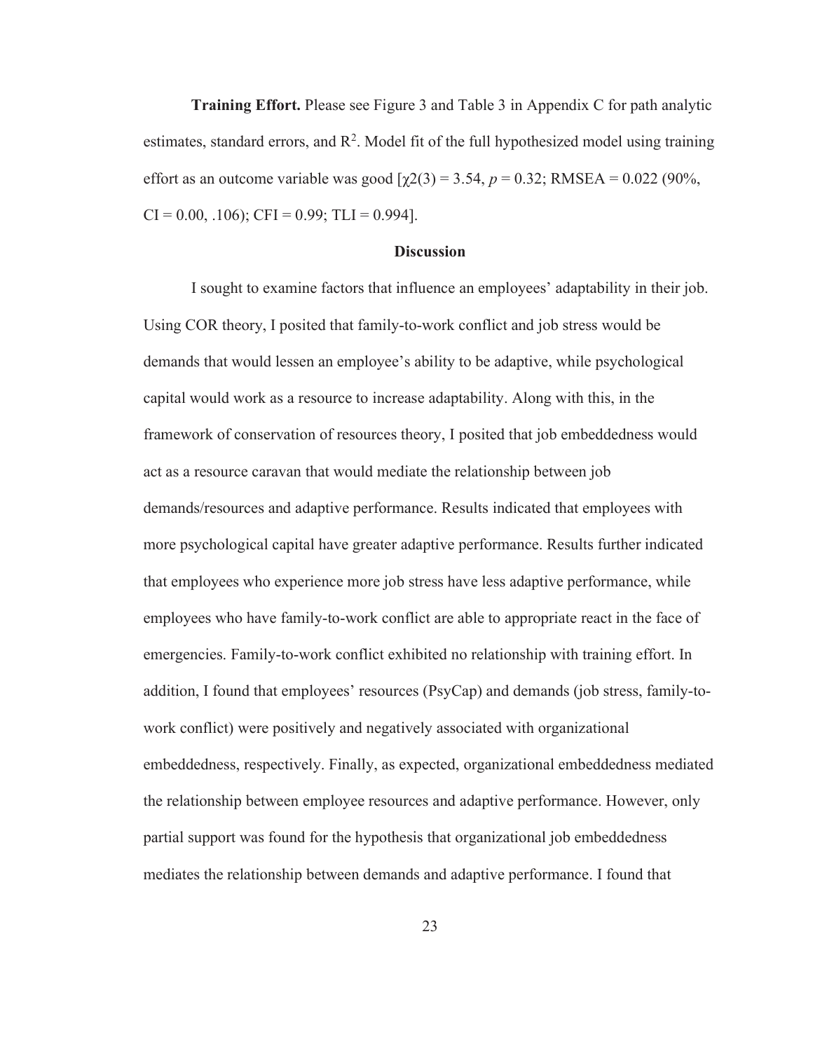**Training Effort.** Please see Figure 3 and Table 3 in Appendix C for path analytic estimates, standard errors, and $R^2$. Model fit of the full hypothesized model using training effort as an outcome variable was good [$\chi2(3) = 3.54$, $p = 0.32$; RMSEA = 0.022 (90%, CI = 0.00, .106); CFI = 0.99; TLI = 0.994].

## Discussion

I sought to examine factors that influence an employees' adaptability in their job. Using COR theory, I posited that family-to-work conflict and job stress would be demands that would lessen an employee's ability to be adaptive, while psychological capital would work as a resource to increase adaptability. Along with this, in the framework of conservation of resources theory, I posited that job embeddedness would act as a resource caravan that would mediate the relationship between job demands/resources and adaptive performance. Results indicated that employees with more psychological capital have greater adaptive performance. Results further indicated that employees who experience more job stress have less adaptive performance, while employees who have family-to-work conflict are able to appropriate react in the face of emergencies. Family-to-work conflict exhibited no relationship with training effort. In addition, I found that employees' resources (PsyCap) and demands (job stress, family-to-work conflict) were positively and negatively associated with organizational embeddedness, respectively. Finally, as expected, organizational embeddedness mediated the relationship between employee resources and adaptive performance. However, only partial support was found for the hypothesis that organizational job embeddedness mediates the relationship between demands and adaptive performance. I found that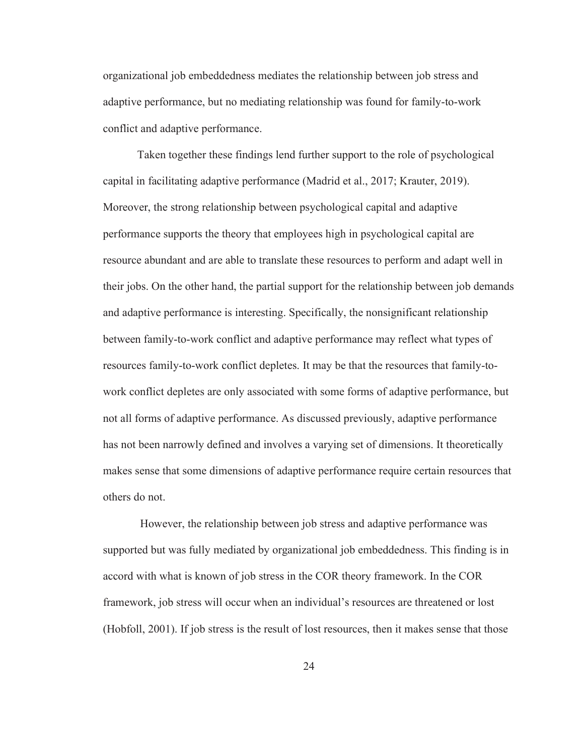organizational job embeddedness mediates the relationship between job stress and adaptive performance, but no mediating relationship was found for family-to-work conflict and adaptive performance.

Taken together these findings lend further support to the role of psychological capital in facilitating adaptive performance (Madrid et al., 2017; Krauter, 2019). Moreover, the strong relationship between psychological capital and adaptive performance supports the theory that employees high in psychological capital are resource abundant and are able to translate these resources to perform and adapt well in their jobs. On the other hand, the partial support for the relationship between job demands and adaptive performance is interesting. Specifically, the nonsignificant relationship between family-to-work conflict and adaptive performance may reflect what types of resources family-to-work conflict depletes. It may be that the resources that family-to-work conflict depletes are only associated with some forms of adaptive performance, but not all forms of adaptive performance. As discussed previously, adaptive performance has not been narrowly defined and involves a varying set of dimensions. It theoretically makes sense that some dimensions of adaptive performance require certain resources that others do not.

However, the relationship between job stress and adaptive performance was supported but was fully mediated by organizational job embeddedness. This finding is in accord with what is known of job stress in the COR theory framework. In the COR framework, job stress will occur when an individual's resources are threatened or lost (Hobfoll, 2001). If job stress is the result of lost resources, then it makes sense that those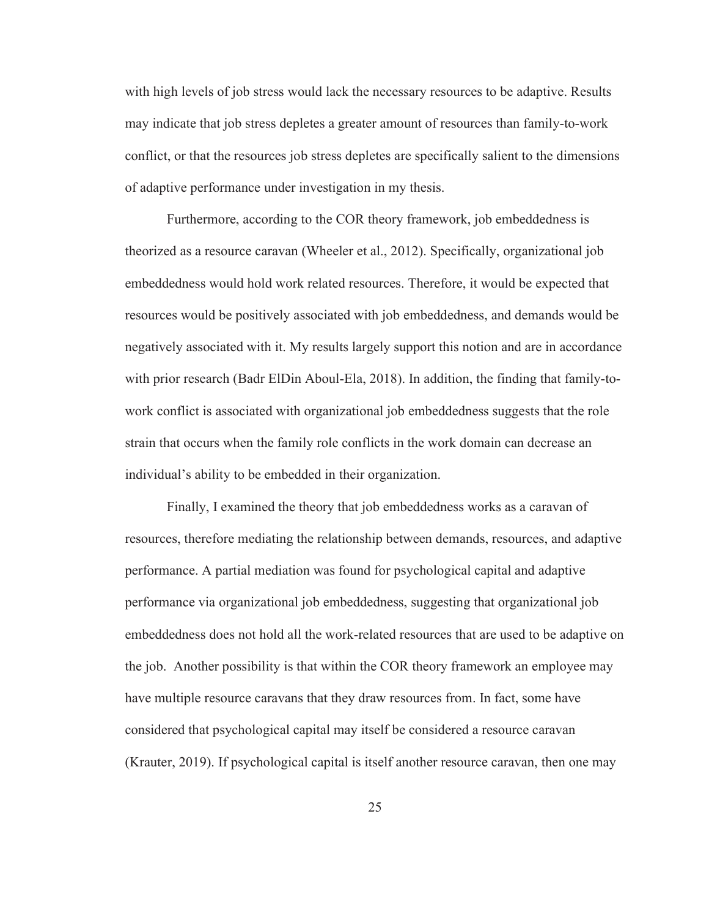with high levels of job stress would lack the necessary resources to be adaptive. Results may indicate that job stress depletes a greater amount of resources than family-to-work conflict, or that the resources job stress depletes are specifically salient to the dimensions of adaptive performance under investigation in my thesis.

Furthermore, according to the COR theory framework, job embeddedness is theorized as a resource caravan (Wheeler et al., 2012). Specifically, organizational job embeddedness would hold work related resources. Therefore, it would be expected that resources would be positively associated with job embeddedness, and demands would be negatively associated with it. My results largely support this notion and are in accordance with prior research (Badr ElDin Aboul-Ela, 2018). In addition, the finding that family-to-work conflict is associated with organizational job embeddedness suggests that the role strain that occurs when the family role conflicts in the work domain can decrease an individual's ability to be embedded in their organization.

Finally, I examined the theory that job embeddedness works as a caravan of resources, therefore mediating the relationship between demands, resources, and adaptive performance. A partial mediation was found for psychological capital and adaptive performance via organizational job embeddedness, suggesting that organizational job embeddedness does not hold all the work-related resources that are used to be adaptive on the job. Another possibility is that within the COR theory framework an employee may have multiple resource caravans that they draw resources from. In fact, some have considered that psychological capital may itself be considered a resource caravan (Krauter, 2019). If psychological capital is itself another resource caravan, then one may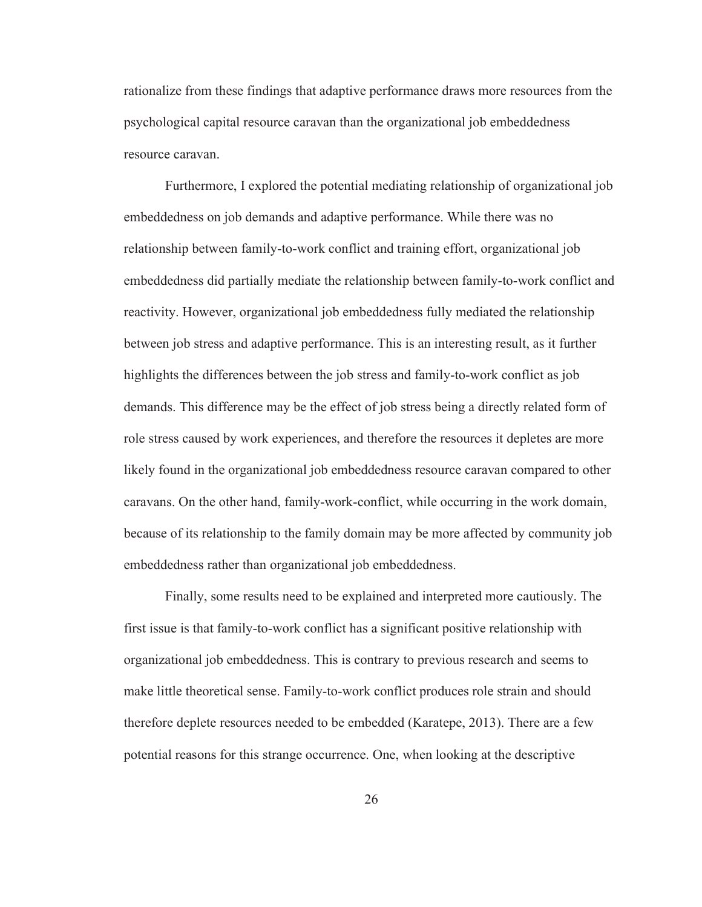rationalize from these findings that adaptive performance draws more resources from the psychological capital resource caravan than the organizational job embeddedness resource caravan.

Furthermore, I explored the potential mediating relationship of organizational job embeddedness on job demands and adaptive performance. While there was no relationship between family-to-work conflict and training effort, organizational job embeddedness did partially mediate the relationship between family-to-work conflict and reactivity. However, organizational job embeddedness fully mediated the relationship between job stress and adaptive performance. This is an interesting result, as it further highlights the differences between the job stress and family-to-work conflict as job demands. This difference may be the effect of job stress being a directly related form of role stress caused by work experiences, and therefore the resources it depletes are more likely found in the organizational job embeddedness resource caravan compared to other caravans. On the other hand, family-work-conflict, while occurring in the work domain, because of its relationship to the family domain may be more affected by community job embeddedness rather than organizational job embeddedness.

Finally, some results need to be explained and interpreted more cautiously. The first issue is that family-to-work conflict has a significant positive relationship with organizational job embeddedness. This is contrary to previous research and seems to make little theoretical sense. Family-to-work conflict produces role strain and should therefore deplete resources needed to be embedded (Karatepe, 2013). There are a few potential reasons for this strange occurrence. One, when looking at the descriptive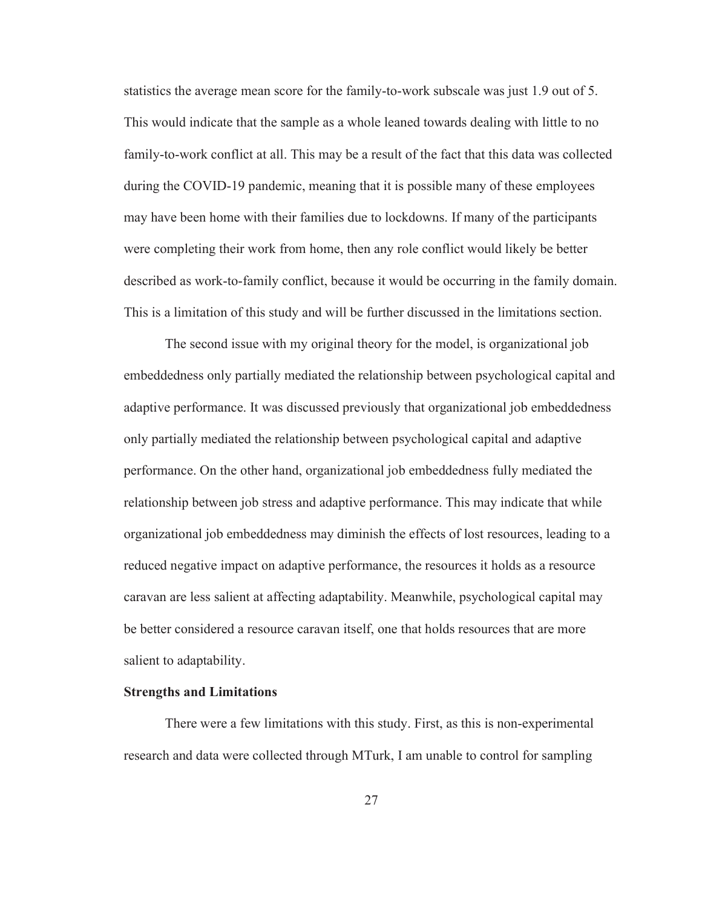statistics the average mean score for the family-to-work subscale was just 1.9 out of 5. This would indicate that the sample as a whole leaned towards dealing with little to no family-to-work conflict at all. This may be a result of the fact that this data was collected during the COVID-19 pandemic, meaning that it is possible many of these employees may have been home with their families due to lockdowns. If many of the participants were completing their work from home, then any role conflict would likely be better described as work-to-family conflict, because it would be occurring in the family domain. This is a limitation of this study and will be further discussed in the limitations section.

The second issue with my original theory for the model, is organizational job embeddedness only partially mediated the relationship between psychological capital and adaptive performance. It was discussed previously that organizational job embeddedness only partially mediated the relationship between psychological capital and adaptive performance. On the other hand, organizational job embeddedness fully mediated the relationship between job stress and adaptive performance. This may indicate that while organizational job embeddedness may diminish the effects of lost resources, leading to a reduced negative impact on adaptive performance, the resources it holds as a resource caravan are less salient at affecting adaptability. Meanwhile, psychological capital may be better considered a resource caravan itself, one that holds resources that are more salient to adaptability.

**Strengths and Limitations**

There were a few limitations with this study. First, as this is non-experimental research and data were collected through MTurk, I am unable to control for sampling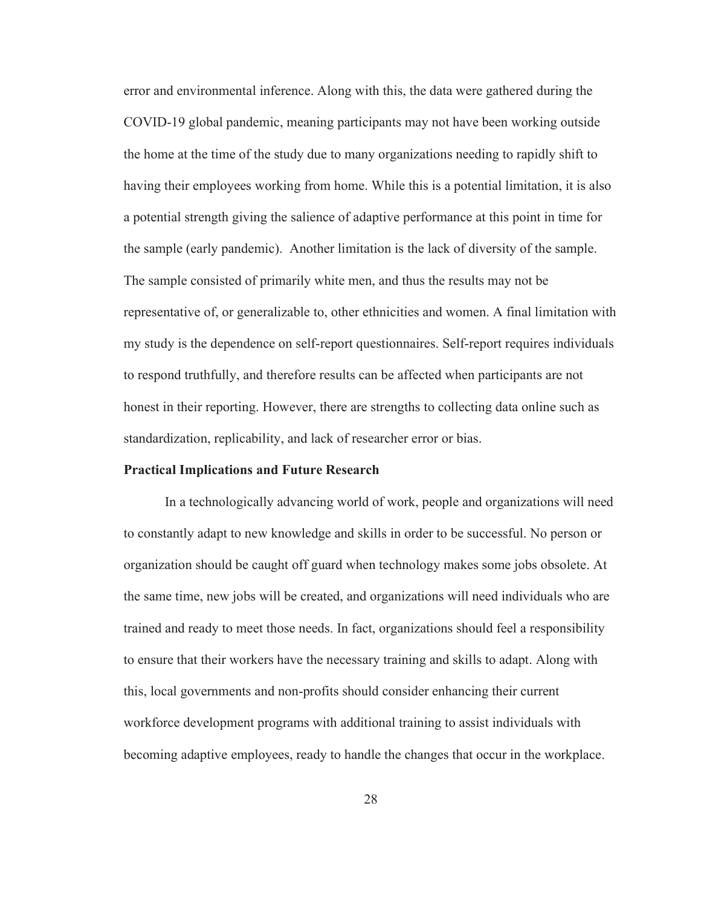error and environmental inference. Along with this, the data were gathered during the COVID-19 global pandemic, meaning participants may not have been working outside the home at the time of the study due to many organizations needing to rapidly shift to having their employees working from home. While this is a potential limitation, it is also a potential strength giving the salience of adaptive performance at this point in time for the sample (early pandemic). Another limitation is the lack of diversity of the sample. The sample consisted of primarily white men, and thus the results may not be representative of, or generalizable to, other ethnicities and women. A final limitation with my study is the dependence on self-report questionnaires. Self-report requires individuals to respond truthfully, and therefore results can be affected when participants are not honest in their reporting. However, there are strengths to collecting data online such as standardization, replicability, and lack of researcher error or bias.

**Practical Implications and Future Research**

In a technologically advancing world of work, people and organizations will need to constantly adapt to new knowledge and skills in order to be successful. No person or organization should be caught off guard when technology makes some jobs obsolete. At the same time, new jobs will be created, and organizations will need individuals who are trained and ready to meet those needs. In fact, organizations should feel a responsibility to ensure that their workers have the necessary training and skills to adapt. Along with this, local governments and non-profits should consider enhancing their current workforce development programs with additional training to assist individuals with becoming adaptive employees, ready to handle the changes that occur in the workplace.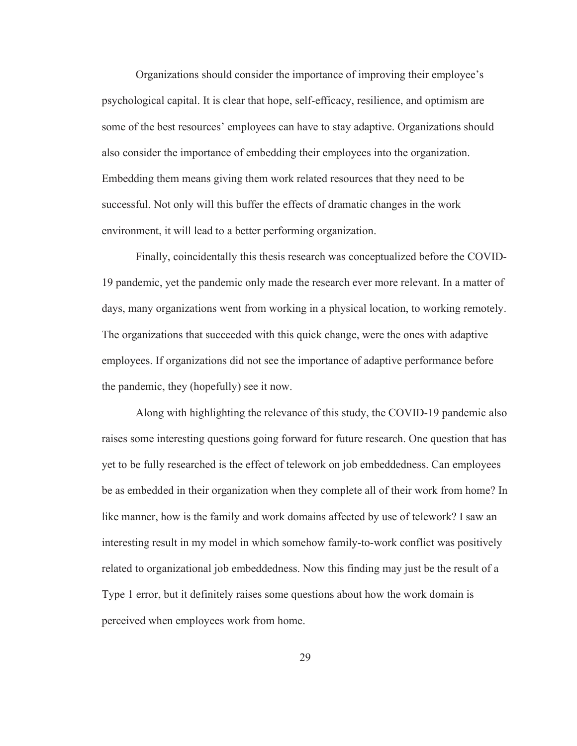Organizations should consider the importance of improving their employee's psychological capital. It is clear that hope, self-efficacy, resilience, and optimism are some of the best resources' employees can have to stay adaptive. Organizations should also consider the importance of embedding their employees into the organization. Embedding them means giving them work related resources that they need to be successful. Not only will this buffer the effects of dramatic changes in the work environment, it will lead to a better performing organization.

Finally, coincidentally this thesis research was conceptualized before the COVID-19 pandemic, yet the pandemic only made the research ever more relevant. In a matter of days, many organizations went from working in a physical location, to working remotely. The organizations that succeeded with this quick change, were the ones with adaptive employees. If organizations did not see the importance of adaptive performance before the pandemic, they (hopefully) see it now.

Along with highlighting the relevance of this study, the COVID-19 pandemic also raises some interesting questions going forward for future research. One question that has yet to be fully researched is the effect of telework on job embeddedness. Can employees be as embedded in their organization when they complete all of their work from home? In like manner, how is the family and work domains affected by use of telework? I saw an interesting result in my model in which somehow family-to-work conflict was positively related to organizational job embeddedness. Now this finding may just be the result of a Type 1 error, but it definitely raises some questions about how the work domain is perceived when employees work from home.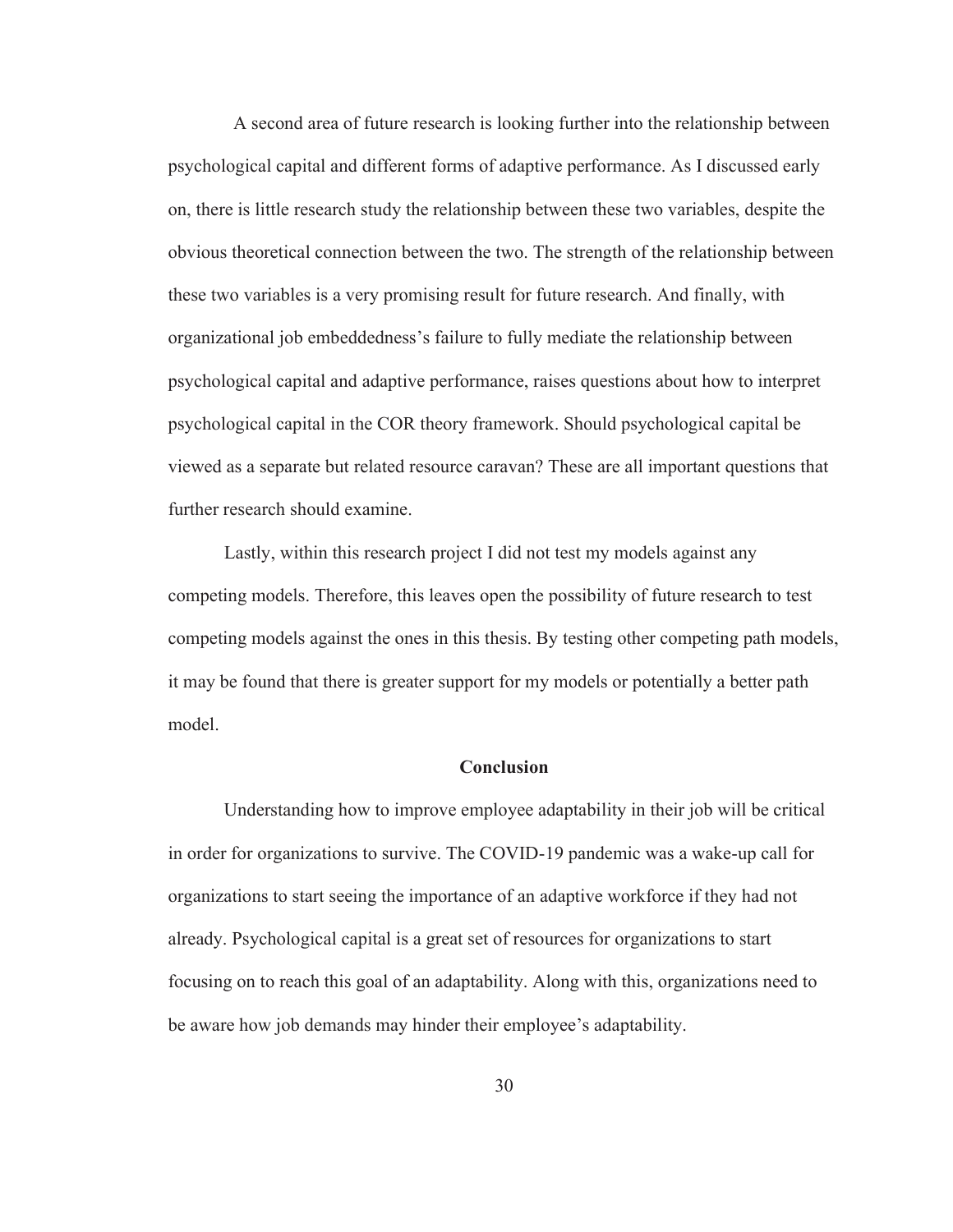A second area of future research is looking further into the relationship between psychological capital and different forms of adaptive performance. As I discussed early on, there is little research study the relationship between these two variables, despite the obvious theoretical connection between the two. The strength of the relationship between these two variables is a very promising result for future research. And finally, with organizational job embeddedness's failure to fully mediate the relationship between psychological capital and adaptive performance, raises questions about how to interpret psychological capital in the COR theory framework. Should psychological capital be viewed as a separate but related resource caravan? These are all important questions that further research should examine.

Lastly, within this research project I did not test my models against any competing models. Therefore, this leaves open the possibility of future research to test competing models against the ones in this thesis. By testing other competing path models, it may be found that there is greater support for my models or potentially a better path model.

## Conclusion

Understanding how to improve employee adaptability in their job will be critical in order for organizations to survive. The COVID-19 pandemic was a wake-up call for organizations to start seeing the importance of an adaptive workforce if they had not already. Psychological capital is a great set of resources for organizations to start focusing on to reach this goal of an adaptability. Along with this, organizations need to be aware how job demands may hinder their employee's adaptability.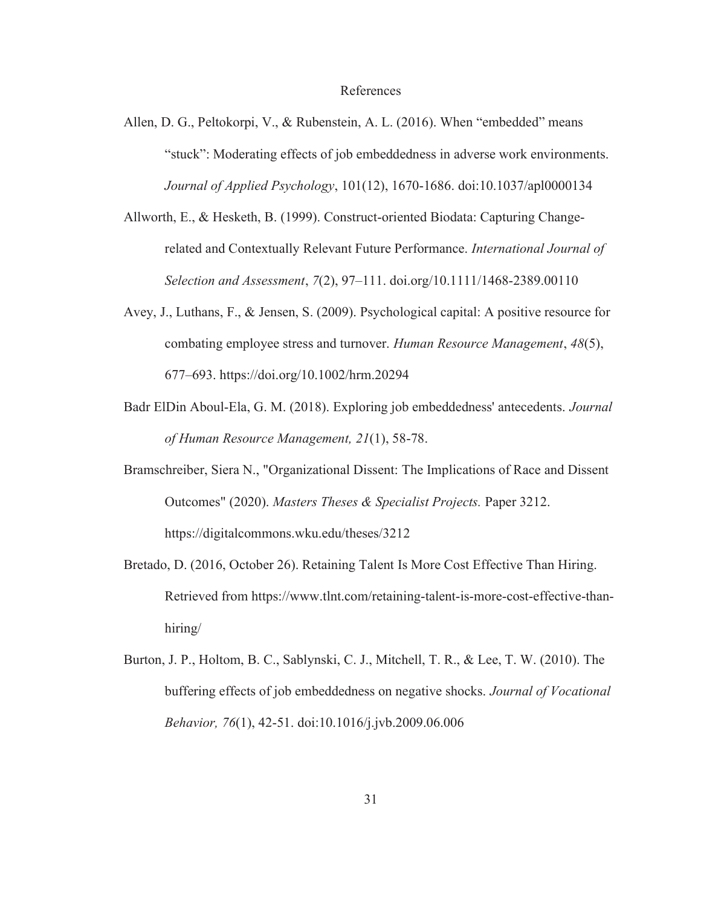# References

Allen, D. G., Peltokorpi, V., & Rubenstein, A. L. (2016). When "embedded" means "stuck": Moderating effects of job embeddedness in adverse work environments. *Journal of Applied Psychology*, 101(12), 1670-1686. doi:10.1037/apl0000134

Allworth, E., & Hesketh, B. (1999). Construct-oriented Biodata: Capturing Change-related and Contextually Relevant Future Performance. *International Journal of Selection and Assessment*, *7*(2), 97–111. doi.org/10.1111/1468-2389.00110

Avey, J., Luthans, F., & Jensen, S. (2009). Psychological capital: A positive resource for combating employee stress and turnover. *Human Resource Management*, *48*(5), 677–693. https://doi.org/10.1002/hrm.20294

Badr ElDin Aboul-Ela, G. M. (2018). Exploring job embeddedness' antecedents. *Journal of Human Resource Management, 21*(1), 58-78.

Bramschreiber, Siera N., "Organizational Dissent: The Implications of Race and Dissent Outcomes" (2020). *Masters Theses & Specialist Projects.* Paper 3212. https://digitalcommons.wku.edu/theses/3212

Bretado, D. (2016, October 26). Retaining Talent Is More Cost Effective Than Hiring. Retrieved from https://www.tlnt.com/retaining-talent-is-more-cost-effective-than-hiring/

Burton, J. P., Holtom, B. C., Sablynski, C. J., Mitchell, T. R., & Lee, T. W. (2010). The buffering effects of job embeddedness on negative shocks. *Journal of Vocational Behavior, 76*(1), 42-51. doi:10.1016/j.jvb.2009.06.006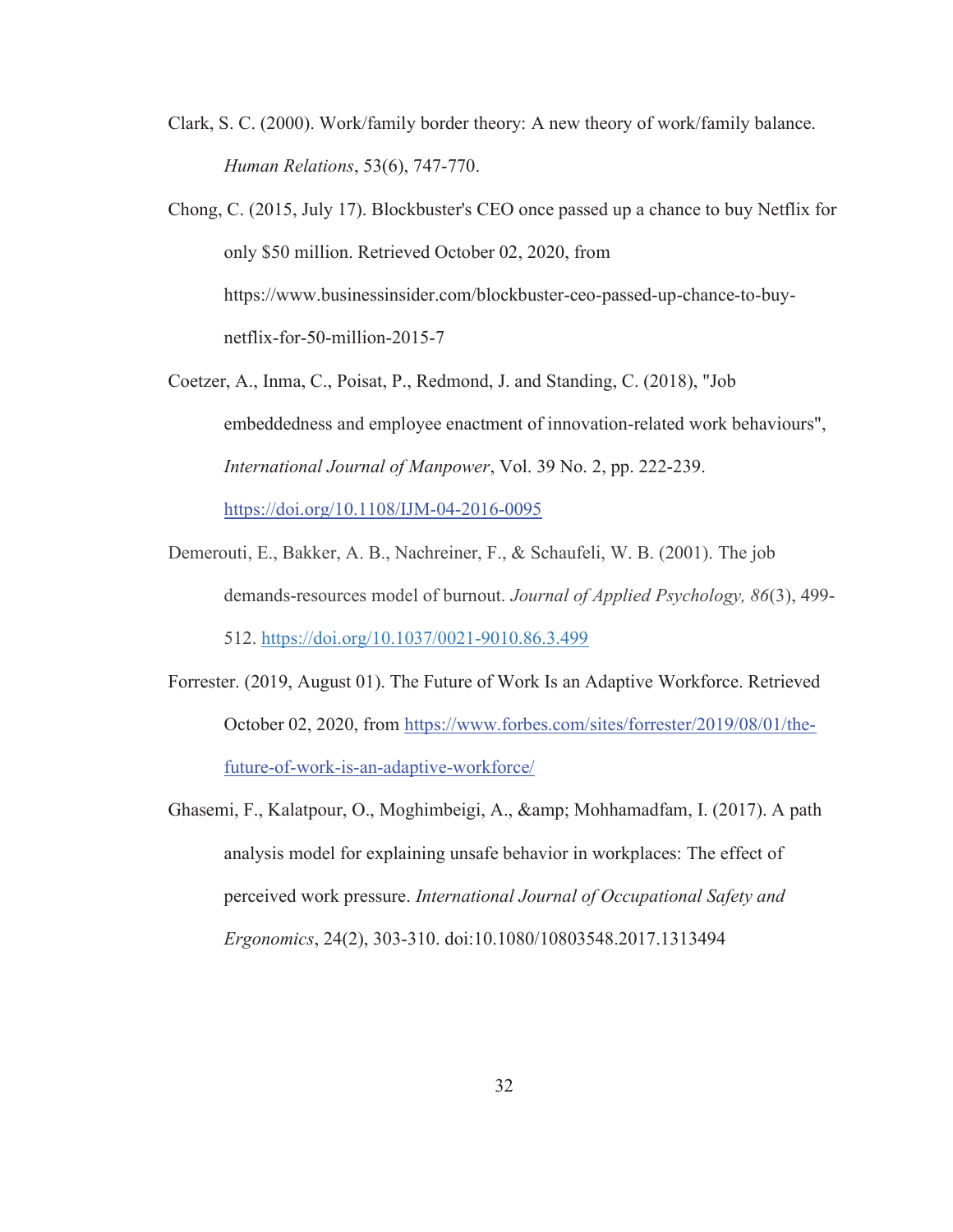Clark, S. C. (2000). Work/family border theory: A new theory of work/family balance. *Human Relations*, 53(6), 747-770.

Chong, C. (2015, July 17). Blockbuster's CEO once passed up a chance to buy Netflix for only $50 million. Retrieved October 02, 2020, from https://www.businessinsider.com/blockbuster-ceo-passed-up-chance-to-buy-netflix-for-50-million-2015-7

Coetzer, A., Inma, C., Poisat, P., Redmond, J. and Standing, C. (2018), "Job embeddedness and employee enactment of innovation-related work behaviours", *International Journal of Manpower*, Vol. 39 No. 2, pp. 222-239. https://doi.org/10.1108/IJM-04-2016-0095

Demerouti, E., Bakker, A. B., Nachreiner, F., & Schaufeli, W. B. (2001). The job demands-resources model of burnout. *Journal of Applied Psychology, 86*(3), 499-512. https://doi.org/10.1037/0021-9010.86.3.499

Forrester. (2019, August 01). The Future of Work Is an Adaptive Workforce. Retrieved October 02, 2020, from https://www.forbes.com/sites/forrester/2019/08/01/the-future-of-work-is-an-adaptive-workforce/

Ghasemi, F., Kalatpour, O., Moghimbeigi, A., &amp; Mohhamadfam, I. (2017). A path analysis model for explaining unsafe behavior in workplaces: The effect of perceived work pressure. *International Journal of Occupational Safety and Ergonomics*, 24(2), 303-310. doi:10.1080/10803548.2017.1313494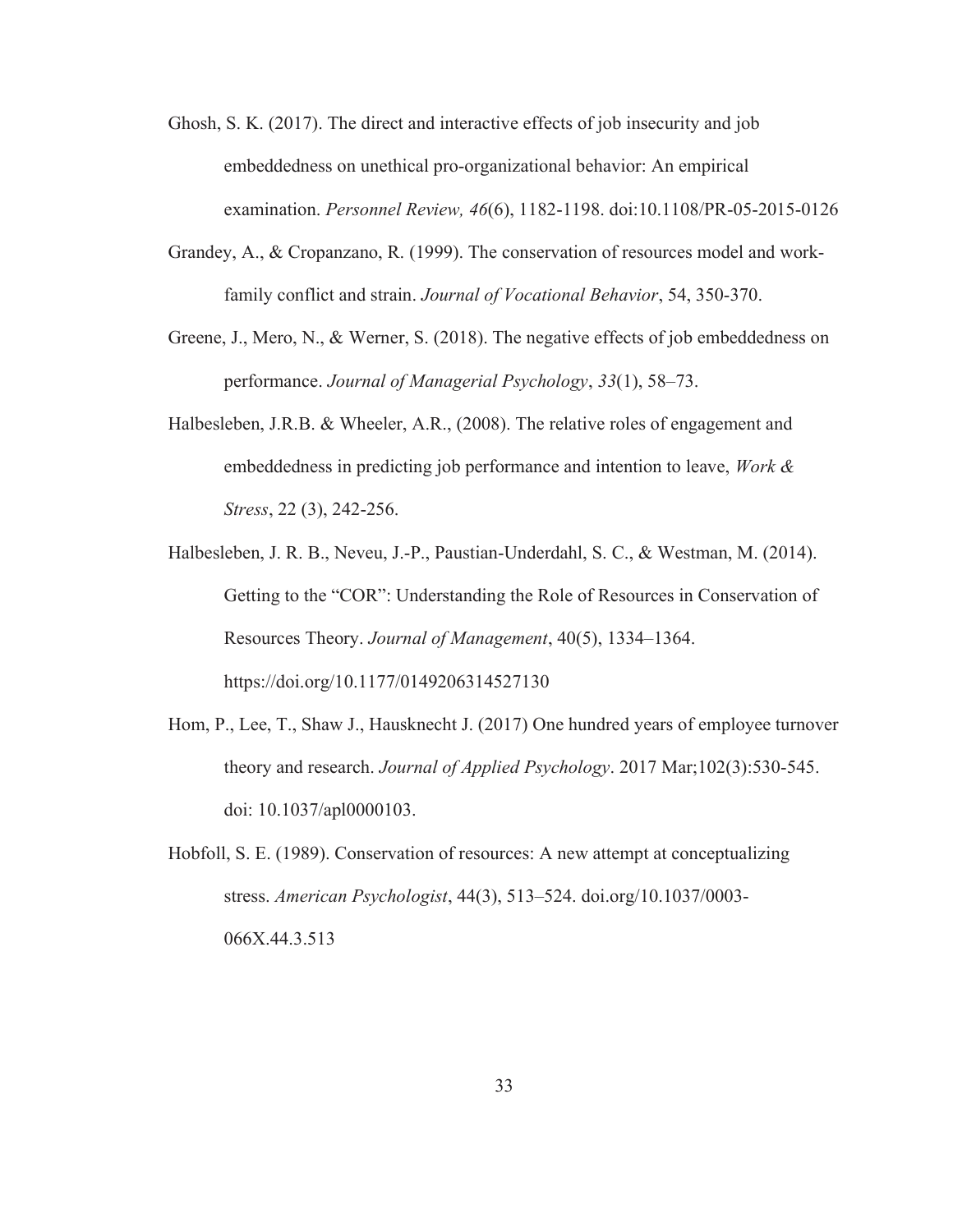Ghosh, S. K. (2017). The direct and interactive effects of job insecurity and job embeddedness on unethical pro-organizational behavior: An empirical examination. *Personnel Review, 46*(6), 1182-1198. doi:10.1108/PR-05-2015-0126

Grandey, A., & Cropanzano, R. (1999). The conservation of resources model and work-family conflict and strain. *Journal of Vocational Behavior*, 54, 350-370.

Greene, J., Mero, N., & Werner, S. (2018). The negative effects of job embeddedness on performance. *Journal of Managerial Psychology*, *33*(1), 58–73.

Halbesleben, J.R.B. & Wheeler, A.R., (2008). The relative roles of engagement and embeddedness in predicting job performance and intention to leave, *Work & Stress*, 22 (3), 242-256.

Halbesleben, J. R. B., Neveu, J.-P., Paustian-Underdahl, S. C., & Westman, M. (2014). Getting to the "COR": Understanding the Role of Resources in Conservation of Resources Theory. *Journal of Management*, 40(5), 1334–1364. https://doi.org/10.1177/0149206314527130

Hom, P., Lee, T., Shaw J., Hausknecht J. (2017) One hundred years of employee turnover theory and research. *Journal of Applied Psychology*. 2017 Mar;102(3):530-545. doi: 10.1037/apl0000103.

Hobfoll, S. E. (1989). Conservation of resources: A new attempt at conceptualizing stress. *American Psychologist*, 44(3), 513–524. doi.org/10.1037/0003-066X.44.3.513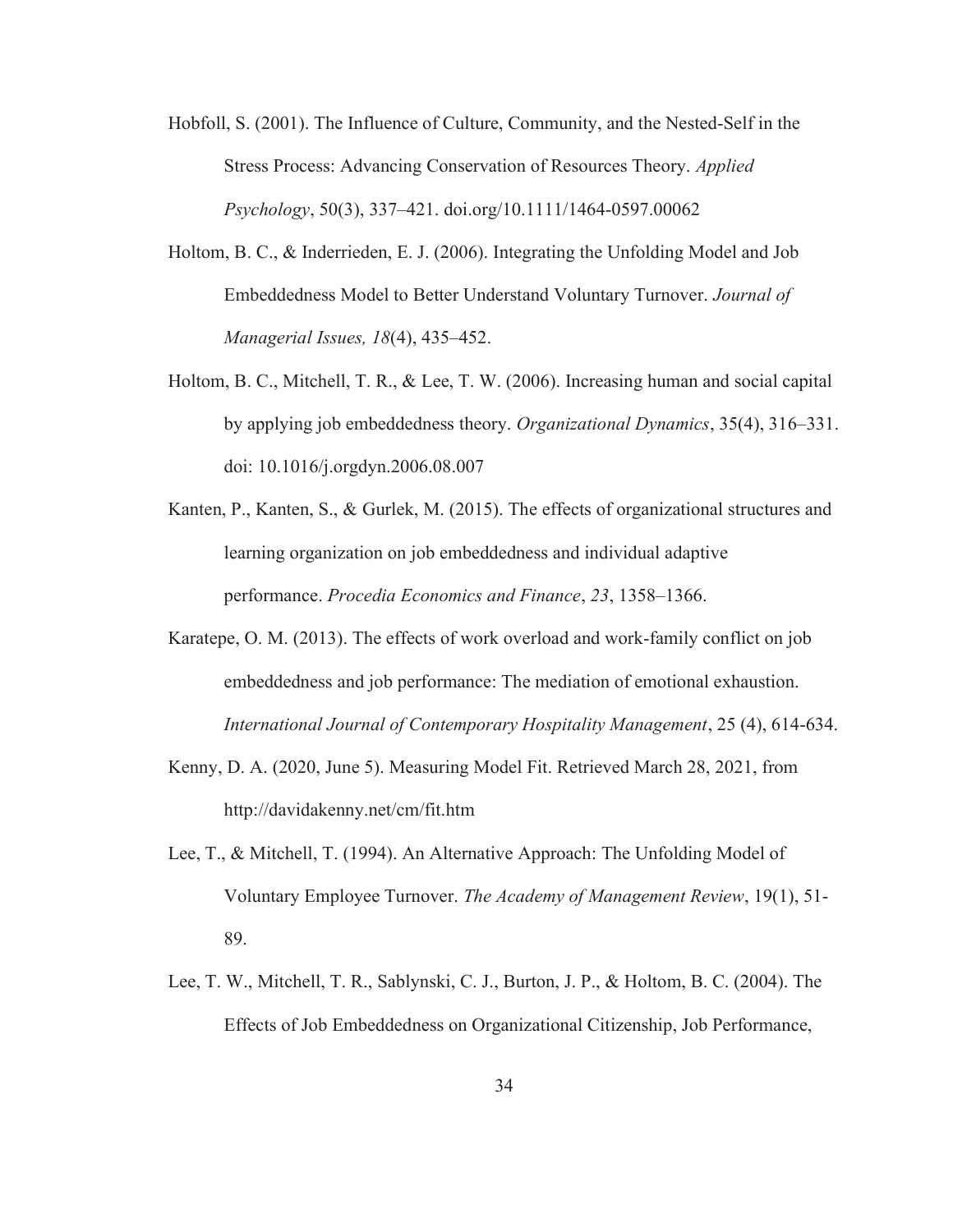Hobfoll, S. (2001). The Influence of Culture, Community, and the Nested-Self in the Stress Process: Advancing Conservation of Resources Theory. *Applied Psychology*, 50(3), 337–421. doi.org/10.1111/1464-0597.00062

Holtom, B. C., & Inderrieden, E. J. (2006). Integrating the Unfolding Model and Job Embeddedness Model to Better Understand Voluntary Turnover. *Journal of Managerial Issues, 18*(4), 435–452.

Holtom, B. C., Mitchell, T. R., & Lee, T. W. (2006). Increasing human and social capital by applying job embeddedness theory. *Organizational Dynamics*, 35(4), 316–331. doi: 10.1016/j.orgdyn.2006.08.007

Kanten, P., Kanten, S., & Gurlek, M. (2015). The effects of organizational structures and learning organization on job embeddedness and individual adaptive performance. *Procedia Economics and Finance*, *23*, 1358–1366.

Karatepe, O. M. (2013). The effects of work overload and work-family conflict on job embeddedness and job performance: The mediation of emotional exhaustion. *International Journal of Contemporary Hospitality Management*, 25 (4), 614-634.

Kenny, D. A. (2020, June 5). Measuring Model Fit. Retrieved March 28, 2021, from http://davidakenny.net/cm/fit.htm

Lee, T., & Mitchell, T. (1994). An Alternative Approach: The Unfolding Model of Voluntary Employee Turnover. *The Academy of Management Review*, 19(1), 51-89.

Lee, T. W., Mitchell, T. R., Sablynski, C. J., Burton, J. P., & Holtom, B. C. (2004). The Effects of Job Embeddedness on Organizational Citizenship, Job Performance,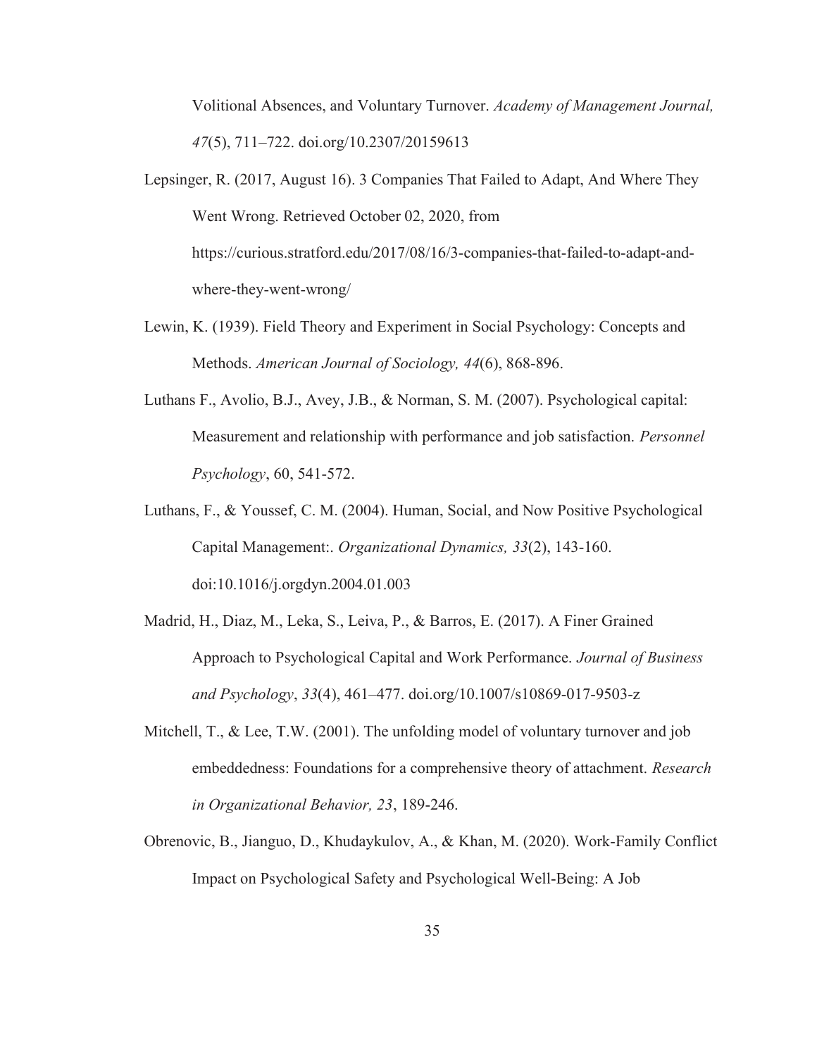Volitional Absences, and Voluntary Turnover. *Academy of Management Journal, 47*(5), 711–722. doi.org/10.2307/20159613

Lepsinger, R. (2017, August 16). 3 Companies That Failed to Adapt, And Where They Went Wrong. Retrieved October 02, 2020, from https://curious.stratford.edu/2017/08/16/3-companies-that-failed-to-adapt-and-where-they-went-wrong/

Lewin, K. (1939). Field Theory and Experiment in Social Psychology: Concepts and Methods. *American Journal of Sociology, 44*(6), 868-896.

Luthans F., Avolio, B.J., Avey, J.B., & Norman, S. M. (2007). Psychological capital: Measurement and relationship with performance and job satisfaction. *Personnel Psychology*, 60, 541-572.

Luthans, F., & Youssef, C. M. (2004). Human, Social, and Now Positive Psychological Capital Management:. *Organizational Dynamics, 33*(2), 143-160. doi:10.1016/j.orgdyn.2004.01.003

Madrid, H., Diaz, M., Leka, S., Leiva, P., & Barros, E. (2017). A Finer Grained Approach to Psychological Capital and Work Performance. *Journal of Business and Psychology*, *33*(4), 461–477. doi.org/10.1007/s10869-017-9503-z

Mitchell, T., & Lee, T.W. (2001). The unfolding model of voluntary turnover and job embeddedness: Foundations for a comprehensive theory of attachment. *Research in Organizational Behavior, 23*, 189-246.

Obrenovic, B., Jianguo, D., Khudaykulov, A., & Khan, M. (2020). Work-Family Conflict Impact on Psychological Safety and Psychological Well-Being: A Job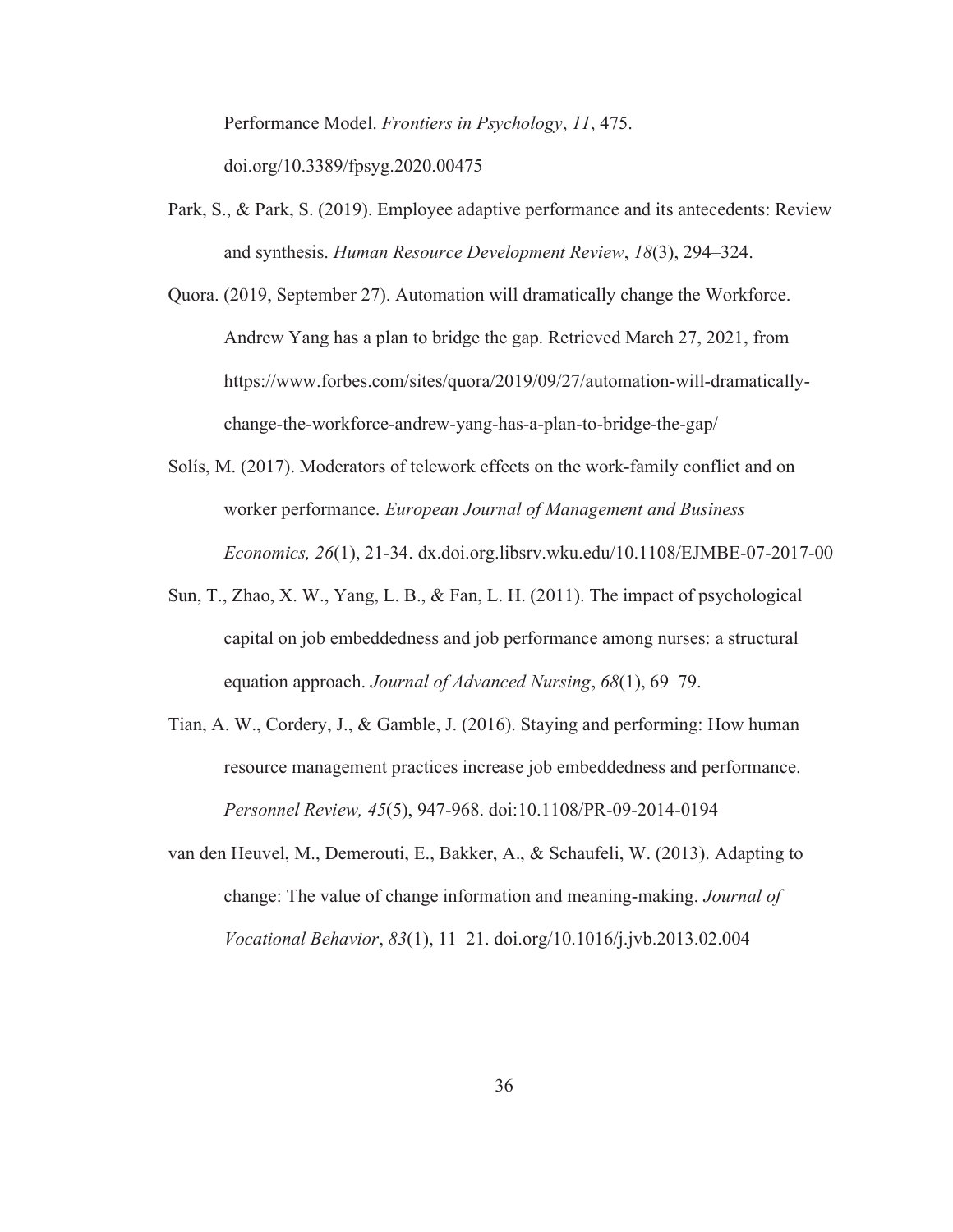Performance Model. *Frontiers in Psychology*, *11*, 475. doi.org/10.3389/fpsyg.2020.00475

Park, S., & Park, S. (2019). Employee adaptive performance and its antecedents: Review and synthesis. *Human Resource Development Review*, *18*(3), 294–324.

Quora. (2019, September 27). Automation will dramatically change the Workforce. Andrew Yang has a plan to bridge the gap. Retrieved March 27, 2021, from https://www.forbes.com/sites/quora/2019/09/27/automation-will-dramatically-change-the-workforce-andrew-yang-has-a-plan-to-bridge-the-gap/

Solís, M. (2017). Moderators of telework effects on the work-family conflict and on worker performance. *European Journal of Management and Business Economics, 26*(1), 21-34. dx.doi.org.libsrv.wku.edu/10.1108/EJMBE-07-2017-00

Sun, T., Zhao, X. W., Yang, L. B., & Fan, L. H. (2011). The impact of psychological capital on job embeddedness and job performance among nurses: a structural equation approach. *Journal of Advanced Nursing*, *68*(1), 69–79.

Tian, A. W., Cordery, J., & Gamble, J. (2016). Staying and performing: How human resource management practices increase job embeddedness and performance. *Personnel Review, 45*(5), 947-968. doi:10.1108/PR-09-2014-0194

van den Heuvel, M., Demerouti, E., Bakker, A., & Schaufeli, W. (2013). Adapting to change: The value of change information and meaning-making. *Journal of Vocational Behavior*, *83*(1), 11–21. doi.org/10.1016/j.jvb.2013.02.004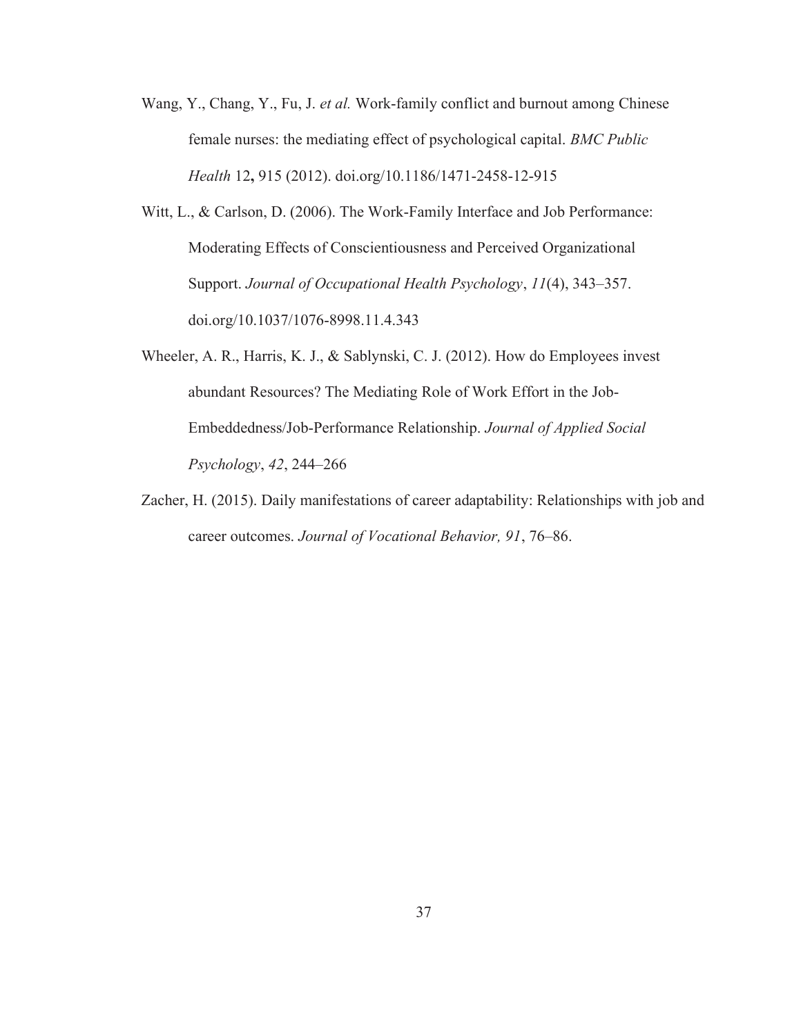Wang, Y., Chang, Y., Fu, J. *et al.* Work-family conflict and burnout among Chinese female nurses: the mediating effect of psychological capital. *BMC Public Health* 12**,** 915 (2012). doi.org/10.1186/1471-2458-12-915

Witt, L., & Carlson, D. (2006). The Work-Family Interface and Job Performance: Moderating Effects of Conscientiousness and Perceived Organizational Support. *Journal of Occupational Health Psychology*, *11*(4), 343–357. doi.org/10.1037/1076-8998.11.4.343

Wheeler, A. R., Harris, K. J., & Sablynski, C. J. (2012). How do Employees invest abundant Resources? The Mediating Role of Work Effort in the Job-Embeddedness/Job-Performance Relationship. *Journal of Applied Social Psychology*, *42*, 244–266

Zacher, H. (2015). Daily manifestations of career adaptability: Relationships with job and career outcomes. *Journal of Vocational Behavior, 91*, 76–86.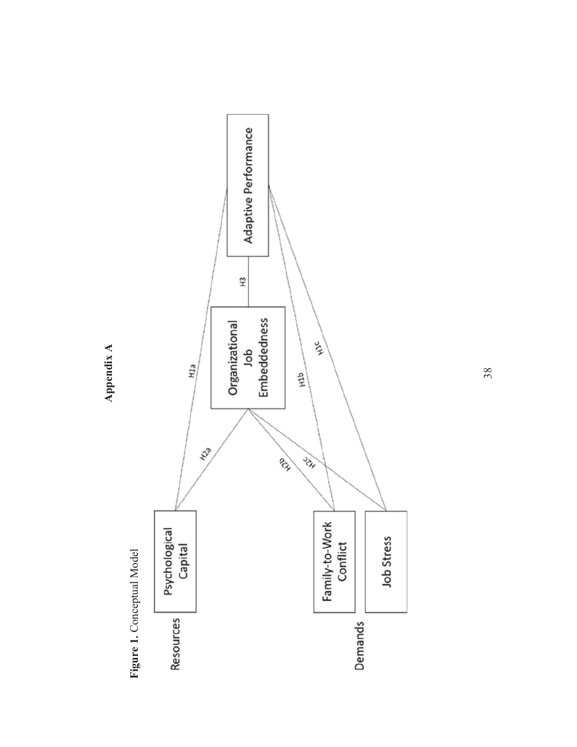# Appendix A

**Figure 1.** Conceptual Model

Resources

Psychological Capital

Demands

Family-to-Work Conflict

Job Stress

Organizational Job Embeddedness

Adaptive Performance

H1a

H1b

H1c

H2a

H2b

H2c

H3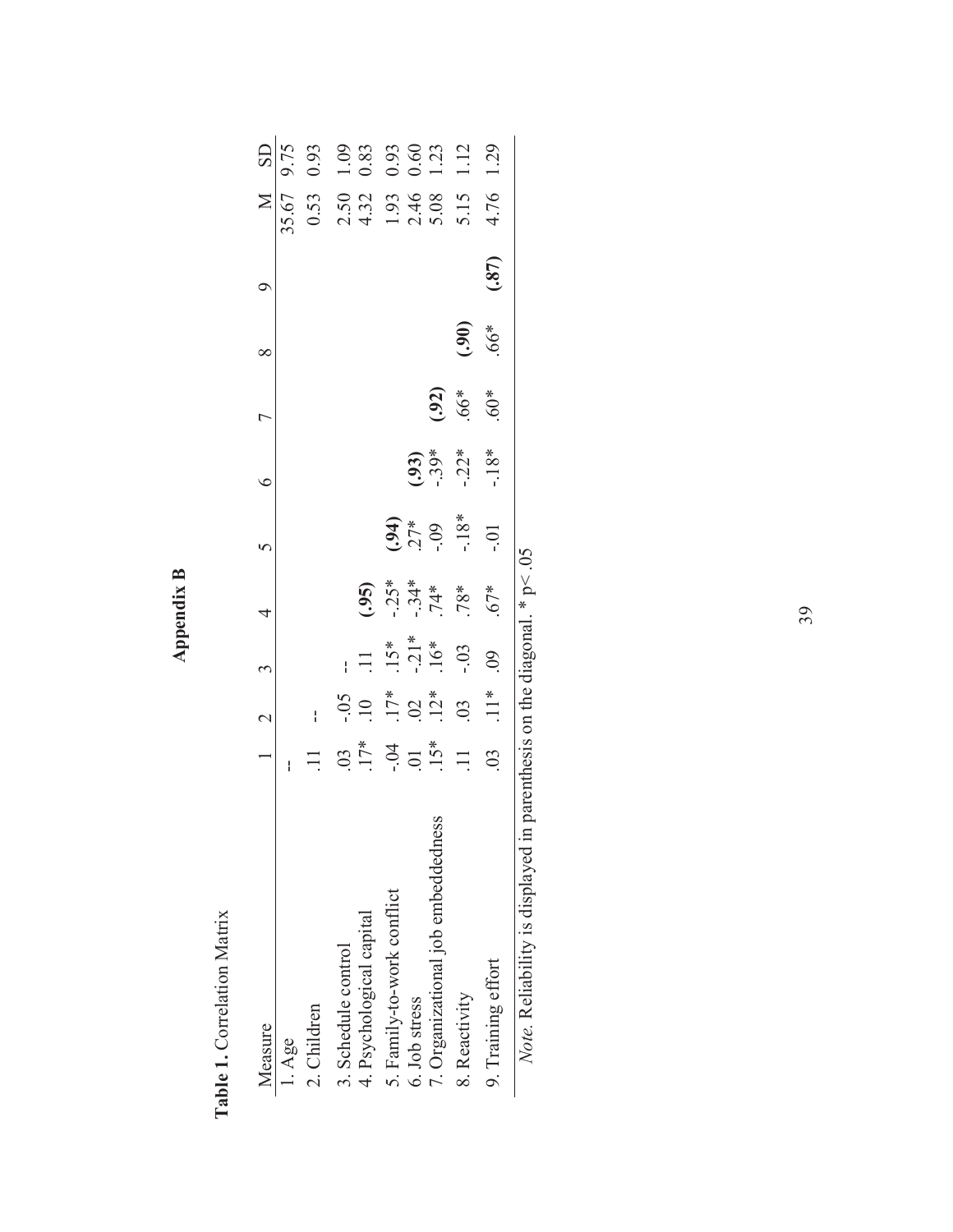# Appendix B

**Table 1.** Correlation Matrix

| Measure | 1 | 2 | 3 | 4 | 5 | 6 | 7 | 8 | 9 | M | SD |
|---|---|---|---|---|---|---|---|---|---|---|---|
| 1. Age | -- | | | | | | | | | 35.67 | 9.75 |
| 2. Children | .11 | -- | | | | | | | | 0.53 | 0.93 |
| 3. Schedule control | .03 | -.05 | -- | | | | | | | 2.50 | 1.09 |
| 4. Psychological capital | .17* | .10 | .11 | **(.95)** | | | | | | 4.32 | 0.83 |
| 5. Family-to-work conflict | -.04 | .17* | .15* | -.25* | **(.94)** | | | | | 1.93 | 0.93 |
| 6. Job stress | .01 | .02 | -.21* | -.34* | .27* | **(.93)** | | | | 2.46 | 0.60 |
| 7. Organizational job embeddedness | .15* | .12* | .16* | .74* | -.09 | -.39* | **(.92)** | | | 5.08 | 1.23 |
| 8. Reactivity | .11 | .03 | -.03 | .78* | -.18* | -.22* | .66* | **(.90)** | | 5.15 | 1.12 |
| 9. Training effort | .03 | .11* | .09 | .67* | -.01 | -.18* | .60* | .66* | **(.87)** | 4.76 | 1.29 |

*Note.* Reliability is displayed in parenthesis on the diagonal. * $p < .05$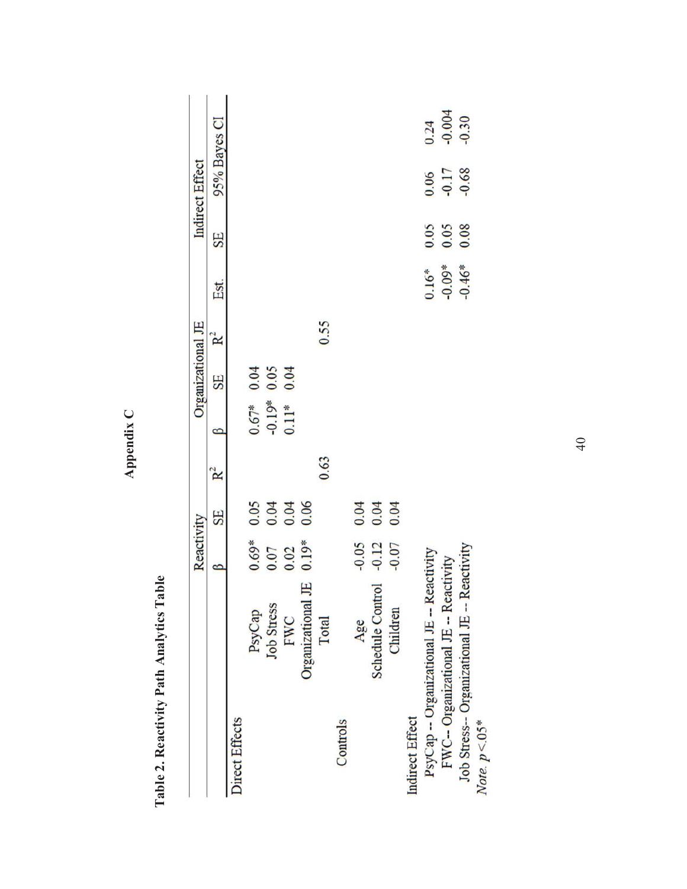# Appendix C

**Table 2. Reactivity Path Analytics Table**

| | Reactivity | | | Organizational JE | | | Indirect Effect | | | |
|---|---|---|---|---|---|---|---|---|---|---|
| | β | SE | $R^2$ | β | SE | $R^2$ | Est. | SE | 95% Bayes CI | |
| Direct Effects | | | | | | | | | | |
| PsyCap | 0.69* | 0.05 | | 0.67* | 0.04 | | | | | |
| Job Stress | 0.07 | 0.04 | | -0.19* | 0.05 | | | | | |
| FWC | 0.02 | 0.04 | | 0.11* | 0.04 | | | | | |
| Organizational JE | 0.19* | 0.06 | | | | | | | | |
| Total | | | 0.63 | | | 0.55 | | | | |
| Controls | | | | | | | | | | |
| Age | -0.05 | 0.04 | | | | | | | | |
| Schedule Control | -0.12 | 0.04 | | | | | | | | |
| Children | -0.07 | 0.04 | | | | | | | | |
| Indirect Effect | | | | | | | | | | |
| PsyCap -- Organizational JE -- Reactivity | | | | | | | 0.16* | 0.05 | 0.06 | 0.24 |
| FWC-- Organizational JE -- Reactivity | | | | | | | -0.09* | 0.05 | -0.17 | -0.004 |
| Job Stress-- Organizational JE -- Reactivity | | | | | | | -0.46* | 0.08 | -0.68 | -0.30 |

*Note.* $p < .05$*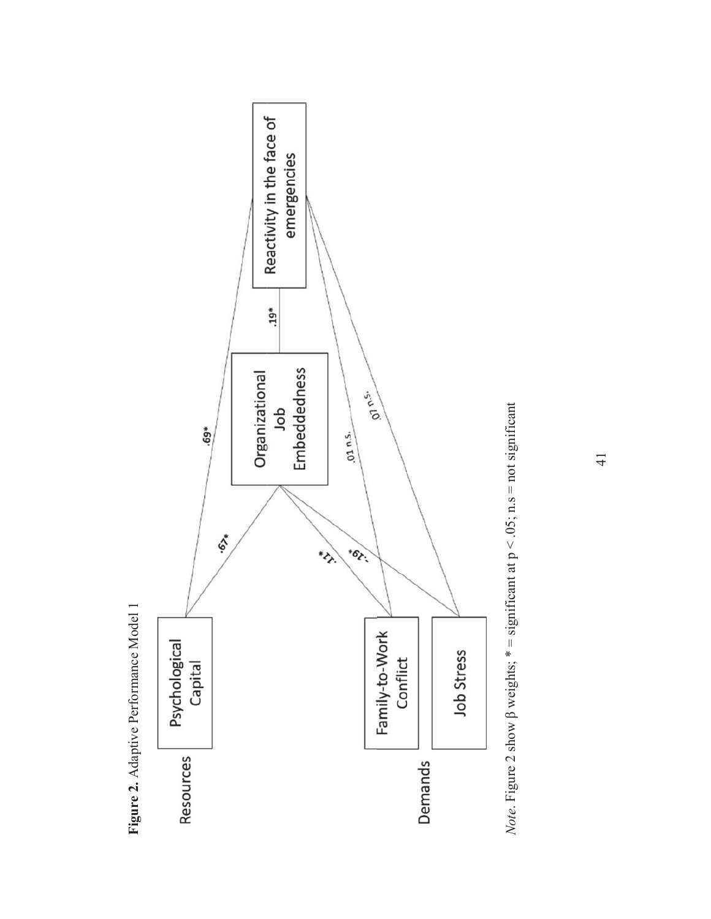**Figure 2.** Adaptive Performance Model 1

Resources

Psychological Capital

Demands

Family-to-Work Conflict

Job Stress

Organizational Job Embeddedness

Reactivity in the face of emergencies

.69*

.67*

.11*

-.19*

.19*

.01 n.s.

.07 n.s.

*Note*. Figure 2 show β weights; * = significant at $p < .05$; n.s = not significant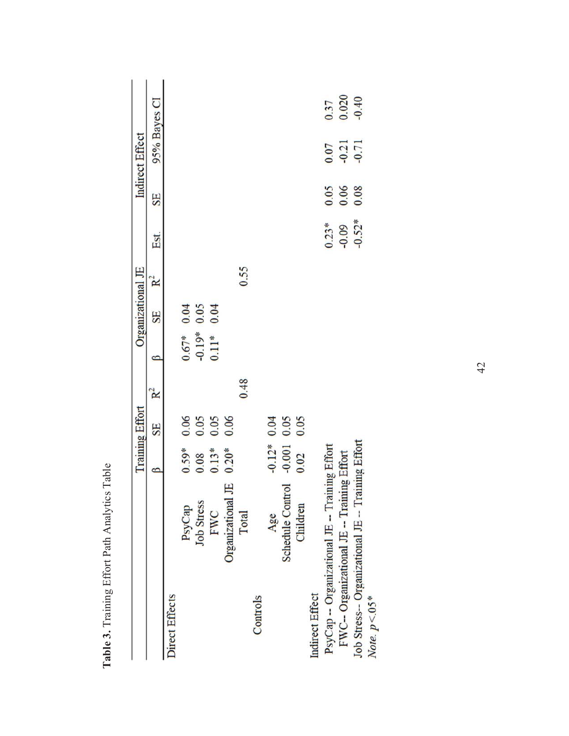**Table 3.** Training Effort Path Analytics Table

| | Training Effort | | | Organizational JE | | | Indirect Effect | | | |
|---|---|---|---|---|---|---|---|---|---|---|
| | β | SE | $R^2$ | β | SE | $R^2$ | Est. | SE | 95% Bayes CI | |
| Direct Effects | | | | | | | | | | |
| PsyCap | 0.59* | 0.06 | | 0.67* | 0.04 | | | | | |
| Job Stress | 0.08 | 0.05 | | -0.19* | 0.05 | | | | | |
| FWC | 0.13* | 0.05 | | 0.11* | 0.04 | | | | | |
| Organizational JE | 0.20* | 0.06 | | | | | | | | |
| Total | | | 0.48 | | | 0.55 | | | | |
| Controls | | | | | | | | | | |
| Age | -0.12* | 0.04 | | | | | | | | |
| Schedule Control | -0.001 | 0.05 | | | | | | | | |
| Children | 0.02 | 0.05 | | | | | | | | |
| Indirect Effect | | | | | | | | | | |
| PsyCap -- Organizational JE -- Training Effort | | | | | | | 0.23* | 0.05 | 0.07 | 0.37 |
| FWC-- Organizational JE -- Training Effort | | | | | | | -0.09 | 0.06 | -0.21 | 0.020 |
| Job Stress-- Organizational JE -- Training Effort | | | | | | | -0.52* | 0.08 | -0.71 | -0.40 |

*Note.* $p < .05$*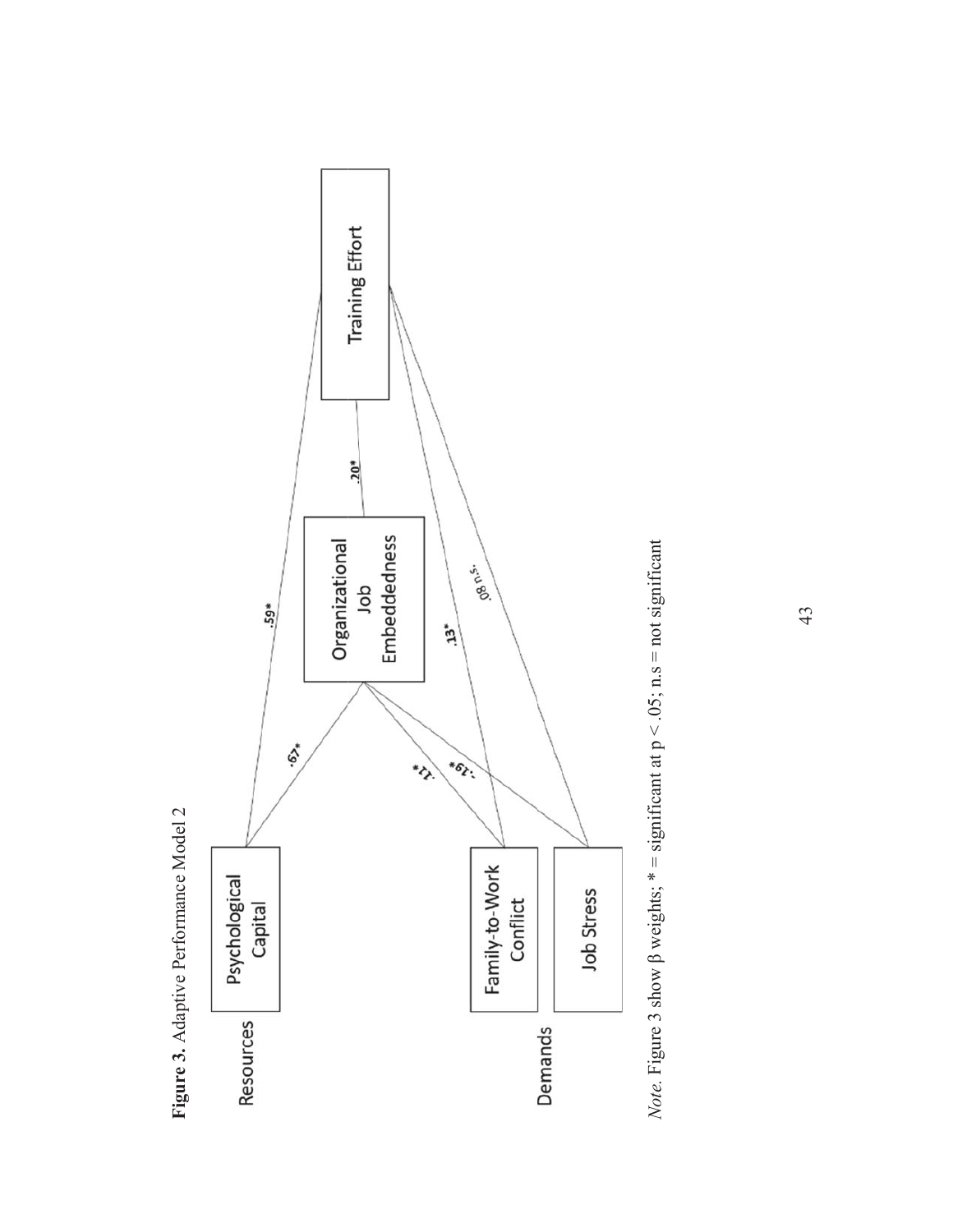**Figure 3.** Adaptive Performance Model 2

Resources

Psychological Capital

Demands

Family-to-Work Conflict

Job Stress

Organizational Job Embeddedness

Training Effort

.67*

.11*

-.19*

.20*

.59*

.13*

.08 n.s.

*Note.* Figure 3 show β weights; * = significant at p < .05; n.s = not significant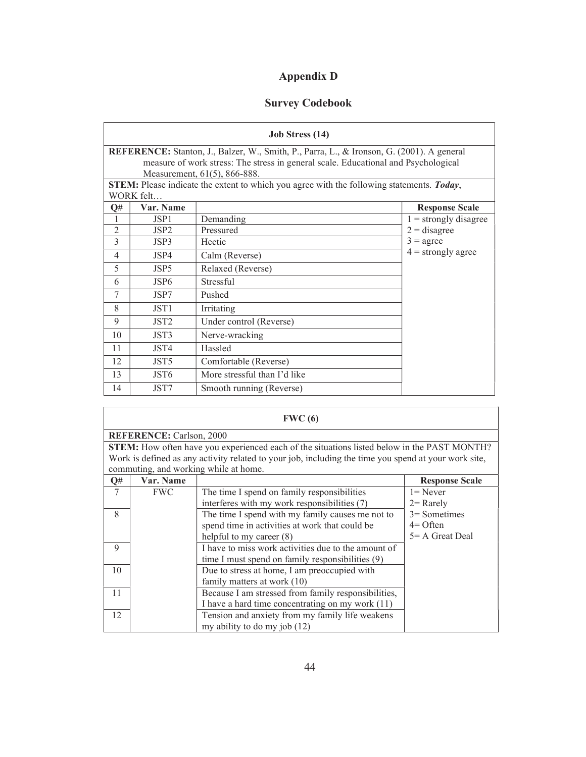# Appendix D

## Survey Codebook

| Job Stress (14) | | | |
|---|---|---|---|
| **REFERENCE:** Stanton, J., Balzer, W., Smith, P., Parra, L., & Ironson, G. (2001). A general measure of work stress: The stress in general scale. Educational and Psychological Measurement, 61(5), 866-888. | | | |
| **STEM:** Please indicate the extent to which you agree with the following statements. ***Today***, WORK felt… | | | |
| **Q#** | **Var. Name** | | **Response Scale** |
| 1 | JSP1 | Demanding | 1 = strongly disagree<br>2 = disagree<br>3 = agree<br>4 = strongly agree |
| 2 | JSP2 | Pressured | |
| 3 | JSP3 | Hectic | |
| 4 | JSP4 | Calm (Reverse) | |
| 5 | JSP5 | Relaxed (Reverse) | |
| 6 | JSP6 | Stressful | |
| 7 | JSP7 | Pushed | |
| 8 | JST1 | Irritating | |
| 9 | JST2 | Under control (Reverse) | |
| 10 | JST3 | Nerve-wracking | |
| 11 | JST4 | Hassled | |
| 12 | JST5 | Comfortable (Reverse) | |
| 13 | JST6 | More stressful than I'd like | |
| 14 | JST7 | Smooth running (Reverse) | |

| FWC (6) | | | |
|---|---|---|---|
| **REFERENCE:** Carlson, 2000 | | | |
| **STEM:** How often have you experienced each of the situations listed below in the PAST MONTH? Work is defined as any activity related to your job, including the time you spend at your work site, commuting, and working while at home. | | | |
| **Q#** | **Var. Name** | | **Response Scale** |
| 7 | FWC | The time I spend on family responsibilities interferes with my work responsibilities (7) | 1= Never<br>2= Rarely<br>3= Sometimes<br>4= Often<br>5= A Great Deal |
| 8 | | The time I spend with my family causes me not to spend time in activities at work that could be helpful to my career (8) | |
| 9 | | I have to miss work activities due to the amount of time I must spend on family responsibilities (9) | |
| 10 | | Due to stress at home, I am preoccupied with family matters at work (10) | |
| 11 | | Because I am stressed from family responsibilities, I have a hard time concentrating on my work (11) | |
| 12 | | Tension and anxiety from my family life weakens my ability to do my job (12) | |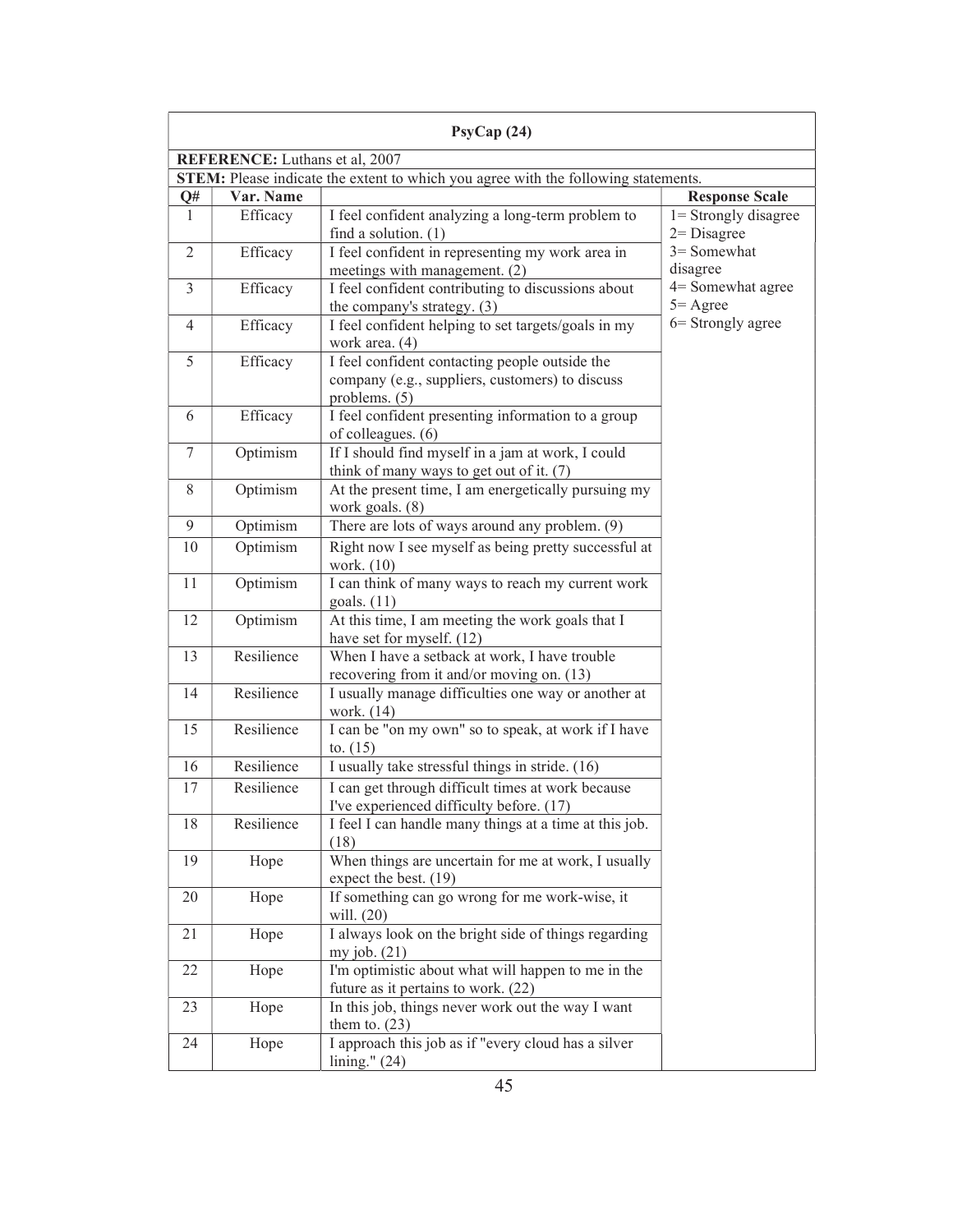| PsyCap (24) | | | |
|---|---|---|---|
| **REFERENCE:** Luthans et al, 2007 | | | |
| **STEM:** Please indicate the extent to which you agree with the following statements. | | | |
| **Q#** | **Var. Name** | | **Response Scale** |
| 1 | Efficacy | I feel confident analyzing a long-term problem to find a solution. (1) | 1= Strongly disagree<br>2= Disagree<br>3= Somewhat disagree<br>4= Somewhat agree<br>5= Agree<br>6= Strongly agree |
| 2 | Efficacy | I feel confident in representing my work area in meetings with management. (2) | |
| 3 | Efficacy | I feel confident contributing to discussions about the company's strategy. (3) | |
| 4 | Efficacy | I feel confident helping to set targets/goals in my work area. (4) | |
| 5 | Efficacy | I feel confident contacting people outside the company (e.g., suppliers, customers) to discuss problems. (5) | |
| 6 | Efficacy | I feel confident presenting information to a group of colleagues. (6) | |
| 7 | Optimism | If I should find myself in a jam at work, I could think of many ways to get out of it. (7) | |
| 8 | Optimism | At the present time, I am energetically pursuing my work goals. (8) | |
| 9 | Optimism | There are lots of ways around any problem. (9) | |
| 10 | Optimism | Right now I see myself as being pretty successful at work. (10) | |
| 11 | Optimism | I can think of many ways to reach my current work goals. (11) | |
| 12 | Optimism | At this time, I am meeting the work goals that I have set for myself. (12) | |
| 13 | Resilience | When I have a setback at work, I have trouble recovering from it and/or moving on. (13) | |
| 14 | Resilience | I usually manage difficulties one way or another at work. (14) | |
| 15 | Resilience | I can be "on my own" so to speak, at work if I have to. (15) | |
| 16 | Resilience | I usually take stressful things in stride. (16) | |
| 17 | Resilience | I can get through difficult times at work because I've experienced difficulty before. (17) | |
| 18 | Resilience | I feel I can handle many things at a time at this job. (18) | |
| 19 | Hope | When things are uncertain for me at work, I usually expect the best. (19) | |
| 20 | Hope | If something can go wrong for me work-wise, it will. (20) | |
| 21 | Hope | I always look on the bright side of things regarding my job. (21) | |
| 22 | Hope | I'm optimistic about what will happen to me in the future as it pertains to work. (22) | |
| 23 | Hope | In this job, things never work out the way I want them to. (23) | |
| 24 | Hope | I approach this job as if "every cloud has a silver lining." (24) | |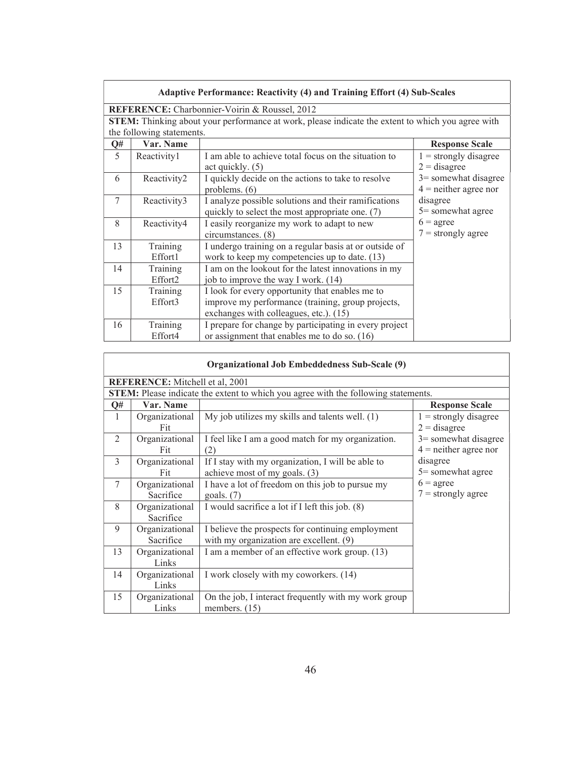| Adaptive Performance: Reactivity (4) and Training Effort (4) Sub-Scales | | | |
|---|---|---|---|
| **REFERENCE:** Charbonnier-Voirin & Roussel, 2012 | | | |
| **STEM:** Thinking about your performance at work, please indicate the extent to which you agree with the following statements. | | | |
| **Q#** | **Var. Name** | | **Response Scale** |
| 5 | Reactivity1 | I am able to achieve total focus on the situation to act quickly. (5) | 1 = strongly disagree<br>2 = disagree<br>3= somewhat disagree<br>4 = neither agree nor disagree<br>5= somewhat agree<br>6 = agree<br>7 = strongly agree |
| 6 | Reactivity2 | I quickly decide on the actions to take to resolve problems. (6) | |
| 7 | Reactivity3 | I analyze possible solutions and their ramifications quickly to select the most appropriate one. (7) | |
| 8 | Reactivity4 | I easily reorganize my work to adapt to new circumstances. (8) | |
| 13 | Training Effort1 | I undergo training on a regular basis at or outside of work to keep my competencies up to date. (13) | |
| 14 | Training Effort2 | I am on the lookout for the latest innovations in my job to improve the way I work. (14) | |
| 15 | Training Effort3 | I look for every opportunity that enables me to improve my performance (training, group projects, exchanges with colleagues, etc.). (15) | |
| 16 | Training Effort4 | I prepare for change by participating in every project or assignment that enables me to do so. (16) | |

| Organizational Job Embeddedness Sub-Scale (9) | | | |
|---|---|---|---|
| **REFERENCE:** Mitchell et al, 2001 | | | |
| **STEM:** Please indicate the extent to which you agree with the following statements. | | | |
| **Q#** | **Var. Name** | | **Response Scale** |
| 1 | Organizational Fit | My job utilizes my skills and talents well. (1) | 1 = strongly disagree<br>2 = disagree<br>3= somewhat disagree<br>4 = neither agree nor disagree<br>5= somewhat agree<br>6 = agree<br>7 = strongly agree |
| 2 | Organizational Fit | I feel like I am a good match for my organization. (2) | |
| 3 | Organizational Fit | If I stay with my organization, I will be able to achieve most of my goals. (3) | |
| 7 | Organizational Sacrifice | I have a lot of freedom on this job to pursue my goals. (7) | |
| 8 | Organizational Sacrifice | I would sacrifice a lot if I left this job. (8) | |
| 9 | Organizational Sacrifice | I believe the prospects for continuing employment with my organization are excellent. (9) | |
| 13 | Organizational Links | I am a member of an effective work group. (13) | |
| 14 | Organizational Links | I work closely with my coworkers. (14) | |
| 15 | Organizational Links | On the job, I interact frequently with my work group members. (15) | |